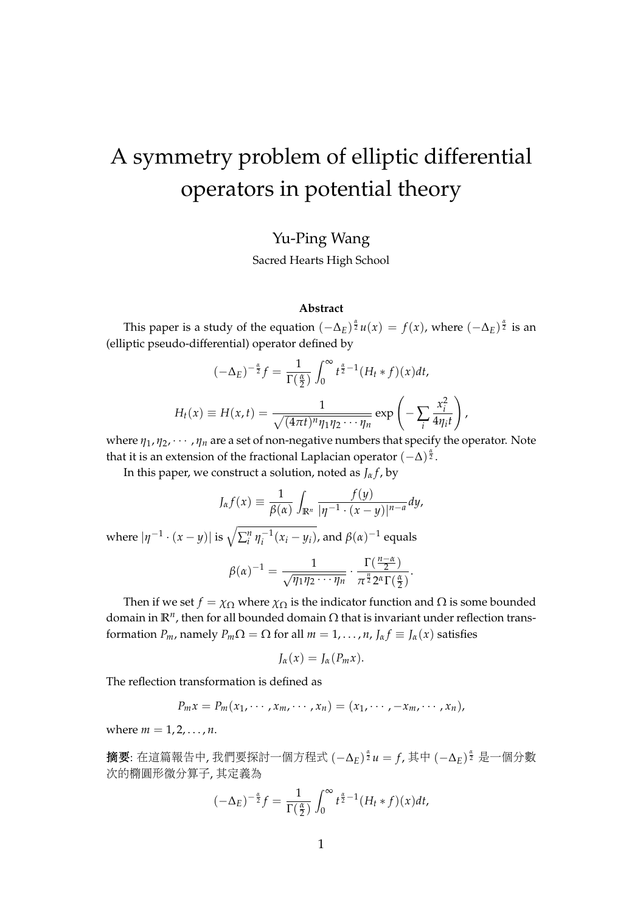# A symmetry problem of elliptic differential operators in potential theory

Yu-Ping Wang

Sacred Hearts High School

### Abstract

This paper is a study of the equation $(-\Delta_E)^{\frac{\alpha}{2}} u(x) = f(x)$, where $(-\Delta_E)^{\frac{\alpha}{2}}$ is an (elliptic pseudo-differential) operator defined by

$$(-\Delta_E)^{-\frac{\alpha}{2}} f = \frac{1}{\Gamma(\frac{\alpha}{2})} \int_0^\infty t^{\frac{\alpha}{2}-1} (H_t * f)(x) dt,$$

$$H_t(x) \equiv H(x,t) = \frac{1}{\sqrt{(4\pi t)^n \eta_1 \eta_2 \cdots \eta_n}} \exp\left(-\sum_i \frac{x_i^2}{4\eta_i t}\right),$$

where $\eta_1, \eta_2, \cdots, \eta_n$ are a set of non-negative numbers that specify the operator. Note that it is an extension of the fractional Laplacian operator $(-\Delta)^{\frac{\alpha}{2}}$.

In this paper, we construct a solution, noted as $J_\alpha f$, by

$$J_\alpha f(x) \equiv \frac{1}{\beta(\alpha)} \int_{\mathbb{R}^n} \frac{f(y)}{|\eta^{-1} \cdot (x-y)|^{n-a}} dy,$$

where $|\eta^{-1} \cdot (x-y)|$ is $\sqrt{\sum_i^n \eta_i^{-1}(x_i - y_i)}$, and $\beta(\alpha)^{-1}$ equals

$$\beta(\alpha)^{-1} = \frac{1}{\sqrt{\eta_1 \eta_2 \cdots \eta_n}} \cdot \frac{\Gamma(\frac{n-\alpha}{2})}{\pi^{\frac{n}{2}} 2^\alpha \Gamma(\frac{\alpha}{2})}.$$

Then if we set $f = \chi_\Omega$ where $\chi_\Omega$ is the indicator function and $\Omega$ is some bounded domain in $\mathbb{R}^n$, then for all bounded domain $\Omega$ that is invariant under reflection transformation $P_m$, namely $P_m\Omega = \Omega$ for all $m = 1, \ldots, n$, $J_\alpha f \equiv J_\alpha(x)$ satisfies

$$J_\alpha(x) = J_\alpha(P_m x).$$

The reflection transformation is defined as

$$P_m x = P_m(x_1, \cdots, x_m, \cdots, x_n) = (x_1, \cdots, -x_m, \cdots, x_n),$$

where $m = 1, 2, \ldots, n$.

**摘要**: 在這篇報告中, 我們要探討一個方程式 $(-\Delta_E)^{\frac{\alpha}{2}} u = f$, 其中 $(-\Delta_E)^{\frac{\alpha}{2}}$ 是一個分數次的橢圓形微分算子, 其定義為

$$(-\Delta_E)^{-\frac{\alpha}{2}} f = \frac{1}{\Gamma(\frac{\alpha}{2})} \int_0^\infty t^{\frac{\alpha}{2}-1} (H_t * f)(x) dt,$$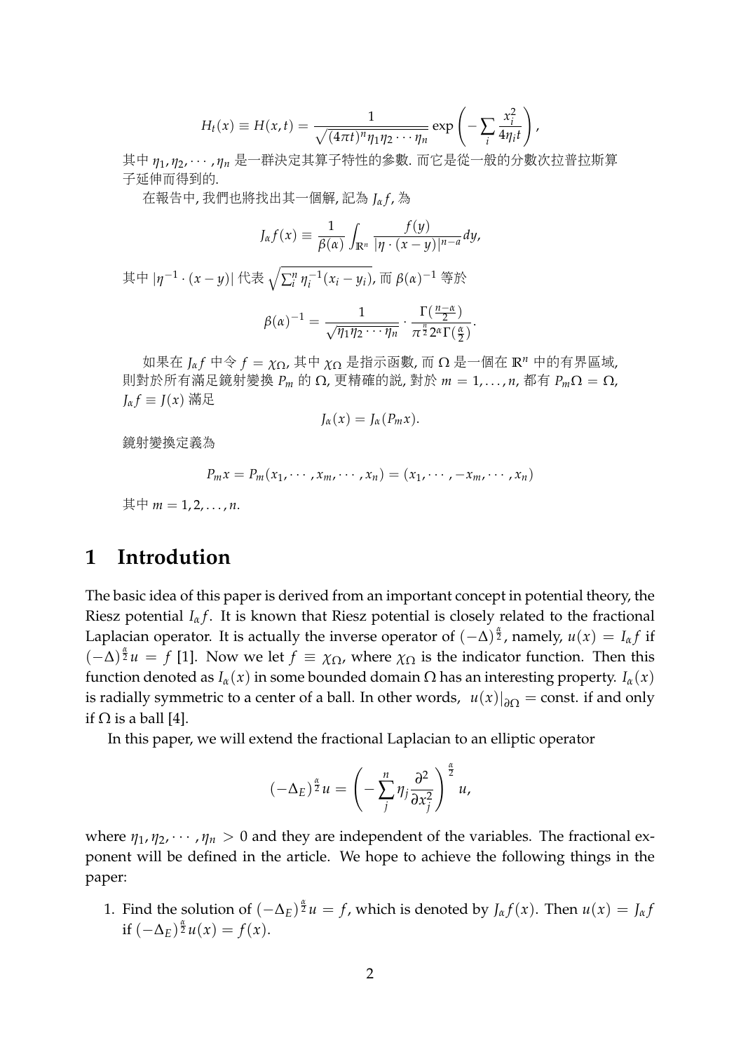$$H_t(x) \equiv H(x,t) = \frac{1}{\sqrt{(4\pi t)^n \eta_1 \eta_2 \cdots \eta_n}} \exp\left(-\sum_i \frac{x_i^2}{4\eta_i t}\right),$$

其中 $\eta_1, \eta_2, \cdots, \eta_n$ 是一群決定其算子特性的參數. 而它是從一般的分數次拉普拉斯算子延伸而得到的.

在報告中, 我們也將找出其一個解, 記為 $J_\alpha f$, 為

$$J_\alpha f(x) \equiv \frac{1}{\beta(\alpha)} \int_{\mathbb{R}^n} \frac{f(y)}{|\eta \cdot (x-y)|^{n-a}} dy,$$

其中 $|\eta^{-1} \cdot (x-y)|$ 代表 $\sqrt{\sum_i^n \eta_i^{-1}(x_i - y_i)}$, 而 $\beta(\alpha)^{-1}$ 等於

$$\beta(\alpha)^{-1} = \frac{1}{\sqrt{\eta_1 \eta_2 \cdots \eta_n}} \cdot \frac{\Gamma(\frac{n-\alpha}{2})}{\pi^{\frac{n}{2}} 2^\alpha \Gamma(\frac{\alpha}{2})}.$$

如果在 $J_\alpha f$ 中令 $f = \chi_\Omega$, 其中 $\chi_\Omega$ 是指示函數, 而 $\Omega$ 是一個在 $\mathbb{R}^n$ 中的有界區域, 則對於所有滿足鏡射變換 $P_m$ 的 $\Omega$, 更精確的說, 對於 $m = 1, \ldots, n$, 都有 $P_m \Omega = \Omega$, $J_\alpha f \equiv J(x)$ 滿足

$$J_\alpha(x) = J_\alpha(P_m x).$$

鏡射變換定義為

$$P_m x = P_m(x_1, \cdots, x_m, \cdots, x_n) = (x_1, \cdots, -x_m, \cdots, x_n)$$

其中 $m = 1, 2, \ldots, n$.

# 1 Introdution

The basic idea of this paper is derived from an important concept in potential theory, the Riesz potential $I_\alpha f$. It is known that Riesz potential is closely related to the fractional Laplacian operator. It is actually the inverse operator of $(-\Delta)^{\frac{\alpha}{2}}$, namely, $u(x) = I_\alpha f$ if $(-\Delta)^{\frac{\alpha}{2}} u = f$ [1]. Now we let $f \equiv \chi_\Omega$, where $\chi_\Omega$ is the indicator function. Then this function denoted as $I_\alpha(x)$ in some bounded domain $\Omega$ has an interesting property. $I_\alpha(x)$ is radially symmetric to a center of a ball. In other words, $u(x)|_{\partial\Omega} =$ const. if and only if $\Omega$ is a ball [4].

In this paper, we will extend the fractional Laplacian to an elliptic operator

$$(-\Delta_E)^{\frac{\alpha}{2}} u = \left(-\sum_j^n \eta_j \frac{\partial^2}{\partial x_j^2}\right)^{\frac{\alpha}{2}} u,$$

where $\eta_1, \eta_2, \cdots, \eta_n > 0$ and they are independent of the variables. The fractional exponent will be defined in the article. We hope to achieve the following things in the paper:

1. Find the solution of $(-\Delta_E)^{\frac{\alpha}{2}} u = f$, which is denoted by $J_\alpha f(x)$. Then $u(x) = J_\alpha f$ if $(-\Delta_E)^{\frac{\alpha}{2}} u(x) = f(x)$.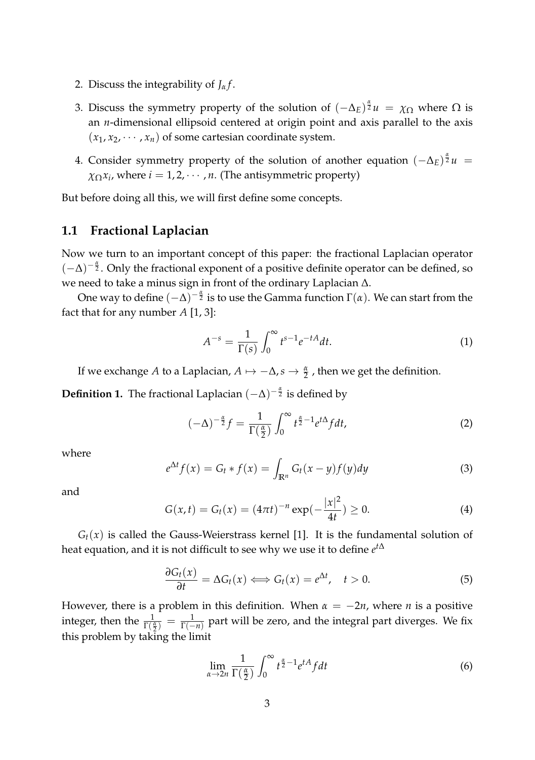2. Discuss the integrability of $J_\alpha f$.
3. Discuss the symmetry property of the solution of $(-\Delta_E)^{\frac{\alpha}{2}} u = \chi_\Omega$ where $\Omega$ is an $n$-dimensional ellipsoid centered at origin point and axis parallel to the axis $(x_1, x_2, \cdots, x_n)$ of some cartesian coordinate system.
4. Consider symmetry property of the solution of another equation $(-\Delta_E)^{\frac{\alpha}{2}} u = \chi_\Omega x_i$, where $i = 1, 2, \cdots, n$. (The antisymmetric property)

But before doing all this, we will first define some concepts.

## 1.1 Fractional Laplacian

Now we turn to an important concept of this paper: the fractional Laplacian operator $(-\Delta)^{-\frac{\alpha}{2}}$. Only the fractional exponent of a positive definite operator can be defined, so we need to take a minus sign in front of the ordinary Laplacian $\Delta$.

One way to define $(-\Delta)^{-\frac{\alpha}{2}}$ is to use the Gamma function $\Gamma(\alpha)$. We can start from the fact that for any number $A$ [1, 3]:

$$A^{-s} = \frac{1}{\Gamma(s)} \int_0^\infty t^{s-1} e^{-tA} dt. \tag{1}$$

If we exchange $A$ to a Laplacian, $A \mapsto -\Delta, s \to \frac{\alpha}{2}$ , then we get the definition.

**Definition 1.** The fractional Laplacian $(-\Delta)^{-\frac{\alpha}{2}}$ is defined by

$$(-\Delta)^{-\frac{\alpha}{2}} f = \frac{1}{\Gamma(\frac{\alpha}{2})} \int_0^\infty t^{\frac{\alpha}{2}-1} e^{t\Delta} f dt, \tag{2}$$

where

$$e^{\Delta t} f(x) = G_t * f(x) = \int_{\mathbb{R}^n} G_t(x-y) f(y) dy \tag{3}$$

and

$$G(x,t) = G_t(x) = (4\pi t)^{-n} \exp(-\frac{|x|^2}{4t}) \geq 0. \tag{4}$$

$G_t(x)$ is called the Gauss-Weierstrass kernel [1]. It is the fundamental solution of heat equation, and it is not difficult to see why we use it to define $e^{t\Delta}$

$$\frac{\partial G_t(x)}{\partial t} = \Delta G_t(x) \Longleftrightarrow G_t(x) = e^{\Delta t}, \quad t > 0. \tag{5}$$

However, there is a problem in this definition. When $\alpha = -2n$, where $n$ is a positive integer, then the $\frac{1}{\Gamma(\frac{\alpha}{2})} = \frac{1}{\Gamma(-n)}$ part will be zero, and the integral part diverges. We fix this problem by taking the limit

$$\lim_{\alpha \to 2n} \frac{1}{\Gamma(\frac{\alpha}{2})} \int_0^\infty t^{\frac{\alpha}{2}-1} e^{tA} f dt \tag{6}$$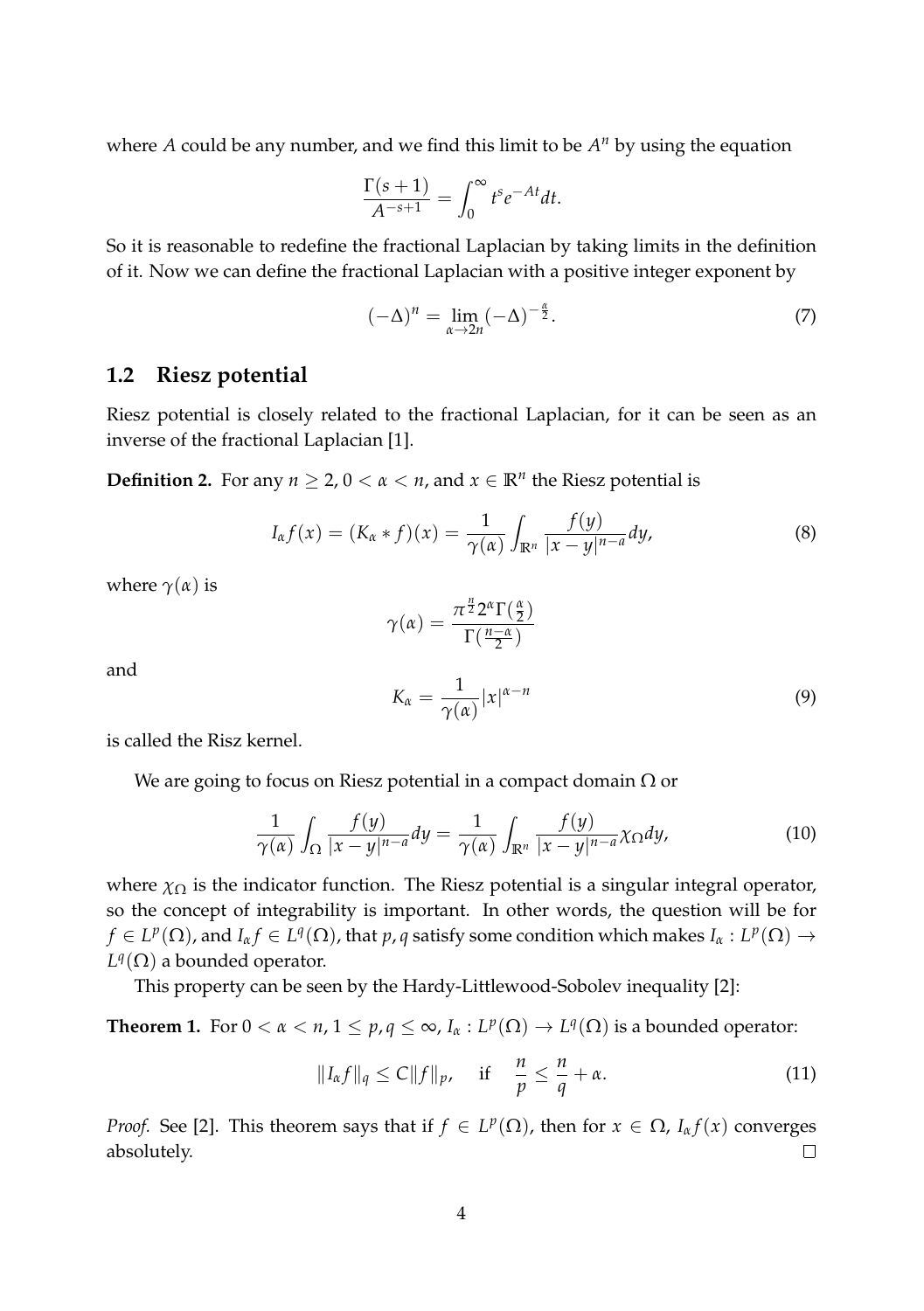where $A$ could be any number, and we find this limit to be $A^n$ by using the equation

$$\frac{\Gamma(s+1)}{A^{-s+1}} = \int_0^\infty t^s e^{-At} dt.$$

So it is reasonable to redefine the fractional Laplacian by taking limits in the definition of it. Now we can define the fractional Laplacian with a positive integer exponent by

$$(-\Delta)^n = \lim_{\alpha \to 2n} (-\Delta)^{-\frac{\alpha}{2}}. \tag{7}$$

## 1.2 Riesz potential

Riesz potential is closely related to the fractional Laplacian, for it can be seen as an inverse of the fractional Laplacian [1].

**Definition 2.** For any $n \geq 2$, $0 < \alpha < n$, and $x \in \mathbb{R}^n$ the Riesz potential is

$$I_\alpha f(x) = (K_\alpha * f)(x) = \frac{1}{\gamma(\alpha)} \int_{\mathbb{R}^n} \frac{f(y)}{|x-y|^{n-a}} dy, \tag{8}$$

where $\gamma(\alpha)$ is

$$\gamma(\alpha) = \frac{\pi^{\frac{n}{2}} 2^\alpha \Gamma(\frac{\alpha}{2})}{\Gamma(\frac{n-\alpha}{2})}$$

and

$$K_\alpha = \frac{1}{\gamma(\alpha)} |x|^{\alpha - n} \tag{9}$$

is called the Risz kernel.

We are going to focus on Riesz potential in a compact domain $\Omega$ or

$$\frac{1}{\gamma(\alpha)} \int_\Omega \frac{f(y)}{|x-y|^{n-a}} dy = \frac{1}{\gamma(\alpha)} \int_{\mathbb{R}^n} \frac{f(y)}{|x-y|^{n-a}} \chi_\Omega dy, \tag{10}$$

where $\chi_\Omega$ is the indicator function. The Riesz potential is a singular integral operator, so the concept of integrability is important. In other words, the question will be for $f \in L^p(\Omega)$, and $I_\alpha f \in L^q(\Omega)$, that $p, q$ satisfy some condition which makes $I_\alpha : L^p(\Omega) \to L^q(\Omega)$ a bounded operator.

This property can be seen by the Hardy-Littlewood-Sobolev inequality [2]:

**Theorem 1.** For $0 < \alpha < n$, $1 \leq p, q \leq \infty$, $I_\alpha : L^p(\Omega) \to L^q(\Omega)$ is a bounded operator:

$$\|I_\alpha f\|_q \leq C \|f\|_p, \quad \text{if} \quad \frac{n}{p} \leq \frac{n}{q} + \alpha. \tag{11}$$

*Proof.* See [2]. This theorem says that if $f \in L^p(\Omega)$, then for $x \in \Omega$, $I_\alpha f(x)$ converges absolutely. □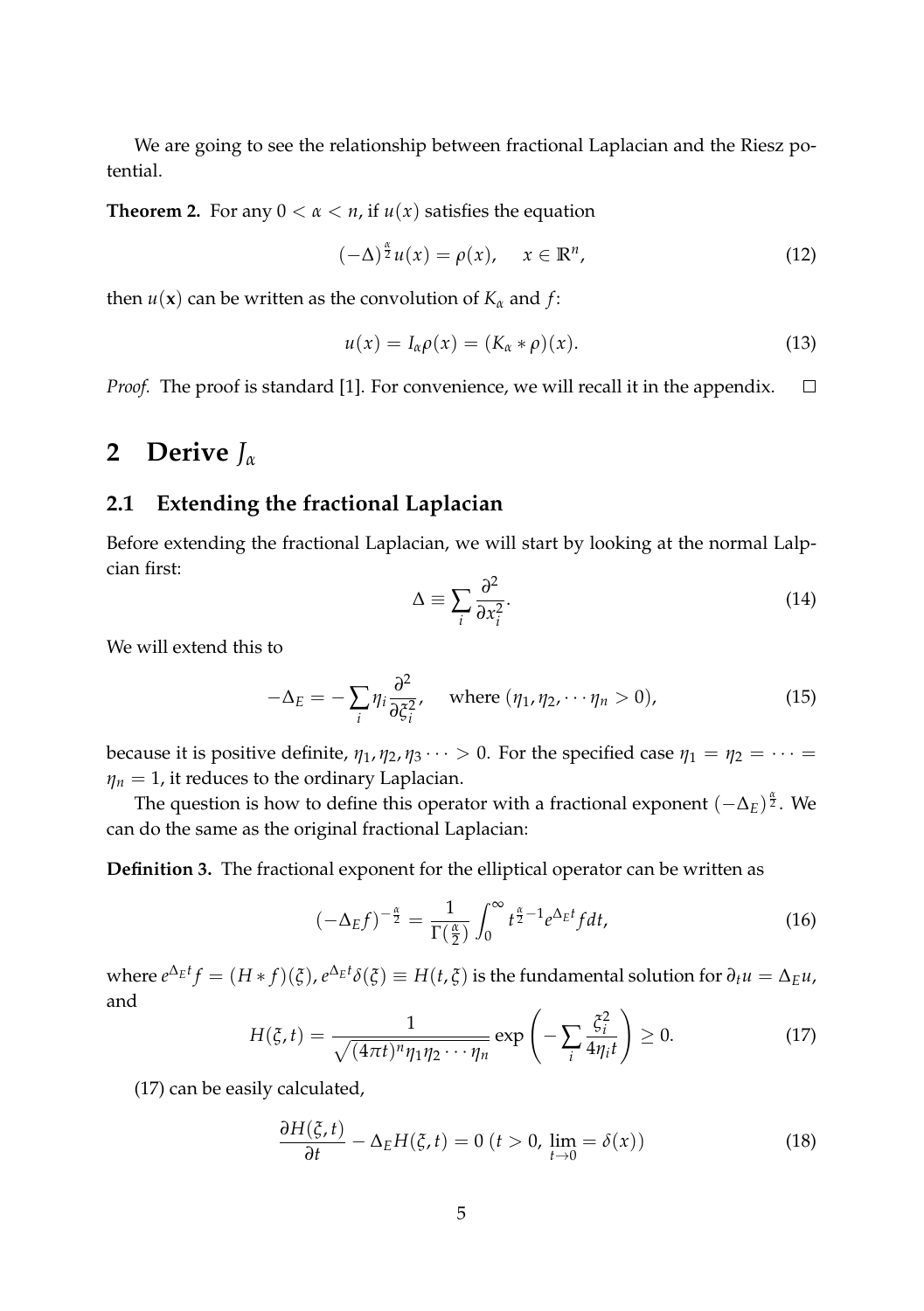We are going to see the relationship between fractional Laplacian and the Riesz potential.

**Theorem 2.** For any $0 < \alpha < n$, if $u(x)$ satisfies the equation

$$(-\Delta)^{\frac{\alpha}{2}} u(x) = \rho(x), \quad x \in \mathbb{R}^n, \tag{12}$$

then $u(\mathbf{x})$ can be written as the convolution of $K_\alpha$ and $f$:

$$u(x) = I_\alpha \rho(x) = (K_\alpha * \rho)(x). \tag{13}$$

*Proof.* The proof is standard [1]. For convenience, we will recall it in the appendix. □

# 2 Derive $J_\alpha$

## 2.1 Extending the fractional Laplacian

Before extending the fractional Laplacian, we will start by looking at the normal Lalpcian first:

$$\Delta \equiv \sum_i \frac{\partial^2}{\partial x_i^2}. \tag{14}$$

We will extend this to

$$-\Delta_E = -\sum_i \eta_i \frac{\partial^2}{\partial \xi_i^2}, \quad \text{where } (\eta_1, \eta_2, \cdots \eta_n > 0), \tag{15}$$

because it is positive definite, $\eta_1, \eta_2, \eta_3 \cdots > 0$. For the specified case $\eta_1 = \eta_2 = \cdots = \eta_n = 1$, it reduces to the ordinary Laplacian.

The question is how to define this operator with a fractional exponent $(-\Delta_E)^{\frac{\alpha}{2}}$. We can do the same as the original fractional Laplacian:

**Definition 3.** The fractional exponent for the elliptical operator can be written as

$$(-\Delta_E f)^{-\frac{\alpha}{2}} = \frac{1}{\Gamma(\frac{\alpha}{2})} \int_0^\infty t^{\frac{\alpha}{2}-1} e^{\Delta_E t} f dt, \tag{16}$$

where $e^{\Delta_E t} f = (H * f)(\xi)$, $e^{\Delta_E t}\delta(\xi) \equiv H(t, \xi)$ is the fundamental solution for $\partial_t u = \Delta_E u$, and

$$H(\xi, t) = \frac{1}{\sqrt{(4\pi t)^n \eta_1 \eta_2 \cdots \eta_n}} \exp\left(-\sum_i \frac{\xi_i^2}{4\eta_i t}\right) \geq 0. \tag{17}$$

(17) can be easily calculated,

$$\frac{\partial H(\xi, t)}{\partial t} - \Delta_E H(\xi, t) = 0 \; (t > 0, \lim_{t \to 0} = \delta(x)) \tag{18}$$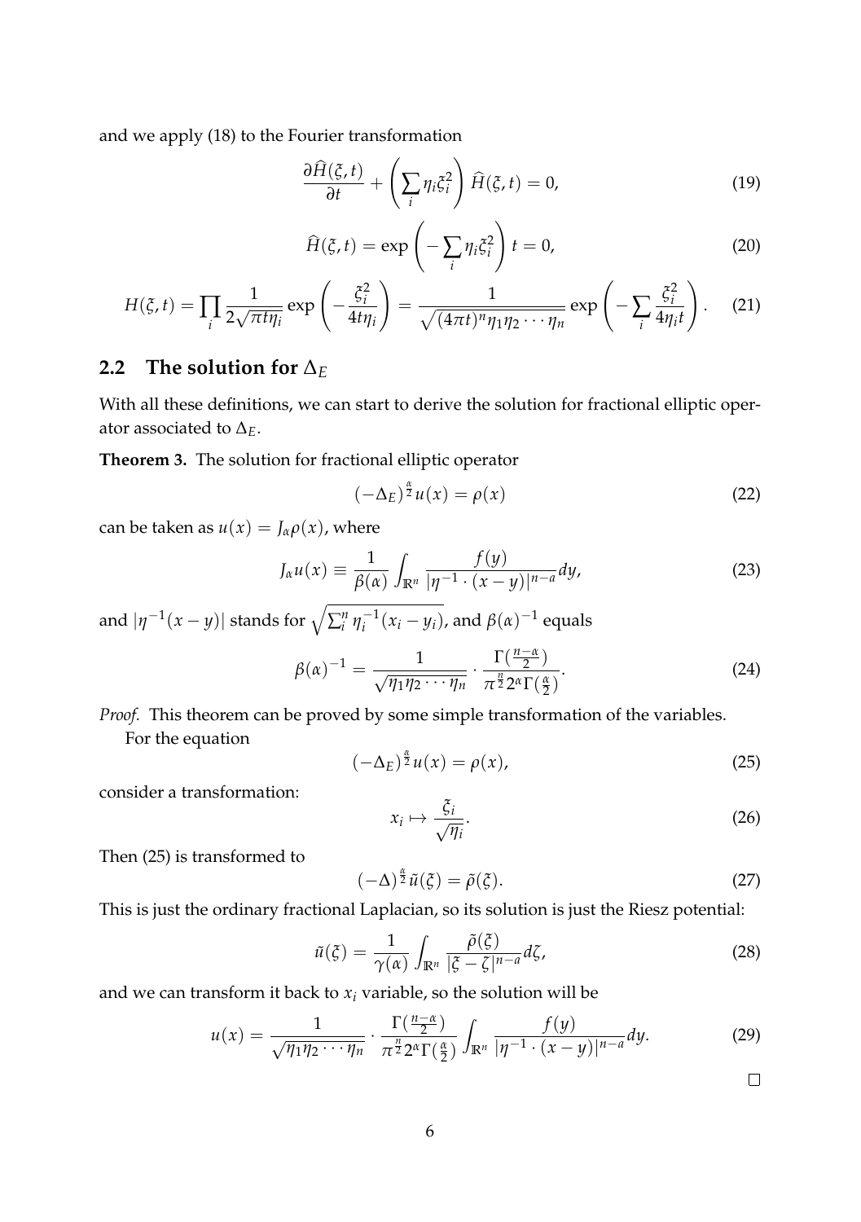and we apply (18) to the Fourier transformation

$$\frac{\partial \widehat{H}(\xi,t)}{\partial t} + \left(\sum_i \eta_i \xi_i^2\right) \widehat{H}(\xi,t) = 0, \tag{19}$$

$$\widehat{H}(\xi,t) = \exp\left(-\sum_i \eta_i \xi_i^2\right) t = 0, \tag{20}$$

$$H(\xi,t) = \prod_i \frac{1}{2\sqrt{\pi t \eta_i}} \exp\left(-\frac{\xi_i^2}{4t\eta_i}\right) = \frac{1}{\sqrt{(4\pi t)^n \eta_1 \eta_2 \cdots \eta_n}} \exp\left(-\sum_i \frac{\xi_i^2}{4\eta_i t}\right). \tag{21}$$

## 2.2 The solution for $\Delta_E$

With all these definitions, we can start to derive the solution for fractional elliptic operator associated to $\Delta_E$.

**Theorem 3.** The solution for fractional elliptic operator

$$(-\Delta_E)^{\frac{\alpha}{2}} u(x) = \rho(x) \tag{22}$$

can be taken as $u(x) = J_\alpha \rho(x)$, where

$$J_\alpha u(x) \equiv \frac{1}{\beta(\alpha)} \int_{\mathbb{R}^n} \frac{f(y)}{|\eta^{-1} \cdot (x-y)|^{n-a}} dy, \tag{23}$$

and $|\eta^{-1}(x-y)|$ stands for $\sqrt{\sum_i^n \eta_i^{-1}(x_i - y_i)}$, and $\beta(\alpha)^{-1}$ equals

$$\beta(\alpha)^{-1} = \frac{1}{\sqrt{\eta_1 \eta_2 \cdots \eta_n}} \cdot \frac{\Gamma(\frac{n-\alpha}{2})}{\pi^{\frac{n}{2}} 2^\alpha \Gamma(\frac{\alpha}{2})}. \tag{24}$$

*Proof.* This theorem can be proved by some simple transformation of the variables.

For the equation

$$(-\Delta_E)^{\frac{\alpha}{2}} u(x) = \rho(x), \tag{25}$$

consider a transformation:

$$x_i \mapsto \frac{\xi_i}{\sqrt{\eta_i}}. \tag{26}$$

Then (25) is transformed to

$$(-\Delta)^{\frac{\alpha}{2}} \tilde{u}(\xi) = \tilde{\rho}(\xi). \tag{27}$$

This is just the ordinary fractional Laplacian, so its solution is just the Riesz potential:

$$\tilde{u}(\xi) = \frac{1}{\gamma(\alpha)} \int_{\mathbb{R}^n} \frac{\tilde{\rho}(\xi)}{|\xi - \zeta|^{n-a}} d\zeta, \tag{28}$$

and we can transform it back to $x_i$ variable, so the solution will be

$$u(x) = \frac{1}{\sqrt{\eta_1 \eta_2 \cdots \eta_n}} \cdot \frac{\Gamma(\frac{n-\alpha}{2})}{\pi^{\frac{n}{2}} 2^\alpha \Gamma(\frac{\alpha}{2})} \int_{\mathbb{R}^n} \frac{f(y)}{|\eta^{-1} \cdot (x-y)|^{n-a}} dy. \tag{29}$$

□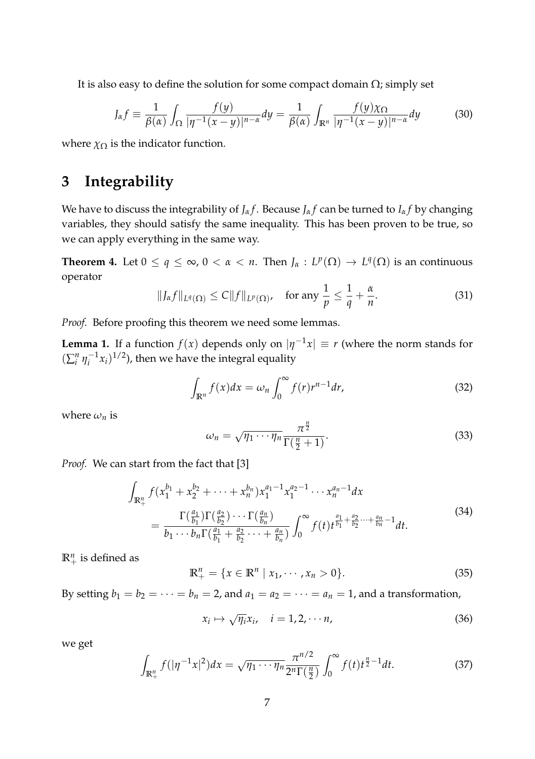It is also easy to define the solution for some compact domain $\Omega$; simply set

$$
J_\alpha f \equiv \frac{1}{\beta(\alpha)} \int_\Omega \frac{f(y)}{|\eta^{-1}(x-y)|^{n-\alpha}} dy = \frac{1}{\beta(\alpha)} \int_{\mathbb{R}^n} \frac{f(y)\chi_\Omega}{|\eta^{-1}(x-y)|^{n-\alpha}} dy \tag{30}
$$

where $\chi_\Omega$ is the indicator function.

## 3 Integrability

We have to discuss the integrability of $J_\alpha f$. Because $J_\alpha f$ can be turned to $I_\alpha f$ by changing variables, they should satisfy the same inequality. This has been proven to be true, so we can apply everything in the same way.

**Theorem 4.** Let $0 \leq q \leq \infty$, $0 < \alpha < n$. Then $J_\alpha : L^p(\Omega) \to L^q(\Omega)$ is an continuous operator

$$
\|J_\alpha f\|_{L^q(\Omega)} \leq C \|f\|_{L^p(\Omega)}, \quad \text{for any } \frac{1}{p} \leq \frac{1}{q} + \frac{\alpha}{n}. \tag{31}
$$

*Proof.* Before proofing this theorem we need some lemmas.

**Lemma 1.** If a function $f(x)$ depends only on $|\eta^{-1}x| \equiv r$ (where the norm stands for $(\sum_i^n \eta_i^{-1} x_i)^{1/2}$), then we have the integral equality

$$
\int_{\mathbb{R}^n} f(x) dx = \omega_n \int_0^\infty f(r) r^{n-1} dr, \tag{32}
$$

where $\omega_n$ is

$$
\omega_n = \sqrt{\eta_1 \cdots \eta_n} \frac{\pi^{\frac{n}{2}}}{\Gamma(\frac{n}{2}+1)}. \tag{33}
$$

*Proof.* We can start from the fact that [3]

$$
\begin{aligned}
\int_{\mathbb{R}^n_+} & f(x_1^{b_1} + x_2^{b_2} + \cdots + x_n^{b_n}) x_1^{a_1-1} x_1^{a_2-1} \cdots x_n^{a_n-1} dx \\
&= \frac{\Gamma(\frac{a_1}{b_1})\Gamma(\frac{a_2}{b_2}) \cdots \Gamma(\frac{a_n}{b_n})}{b_1 \cdots b_n \Gamma(\frac{a_1}{b_1} + \frac{a_2}{b_2} \cdots + \frac{a_n}{b_n})} \int_0^\infty f(t) t^{\frac{a_1}{b_1} + \frac{a_2}{b_2} \cdots + \frac{a_n}{b_n} - 1} dt.
\end{aligned} \tag{34}
$$

$\mathbb{R}^n_+$ is defined as

$$
\mathbb{R}^n_+ = \{x \in \mathbb{R}^n \mid x_1, \cdots, x_n > 0\}. \tag{35}
$$

By setting $b_1 = b_2 = \cdots = b_n = 2$, and $a_1 = a_2 = \cdots = a_n = 1$, and a transformation,

$$
x_i \mapsto \sqrt{\eta_i} x_i, \quad i = 1, 2, \cdots n, \tag{36}
$$

we get

$$
\int_{\mathbb{R}^n_+} f(|\eta^{-1}x|^2) dx = \sqrt{\eta_1 \cdots \eta_n} \frac{\pi^{n/2}}{2^n \Gamma(\frac{n}{2})} \int_0^\infty f(t) t^{\frac{n}{2}-1} dt. \tag{37}
$$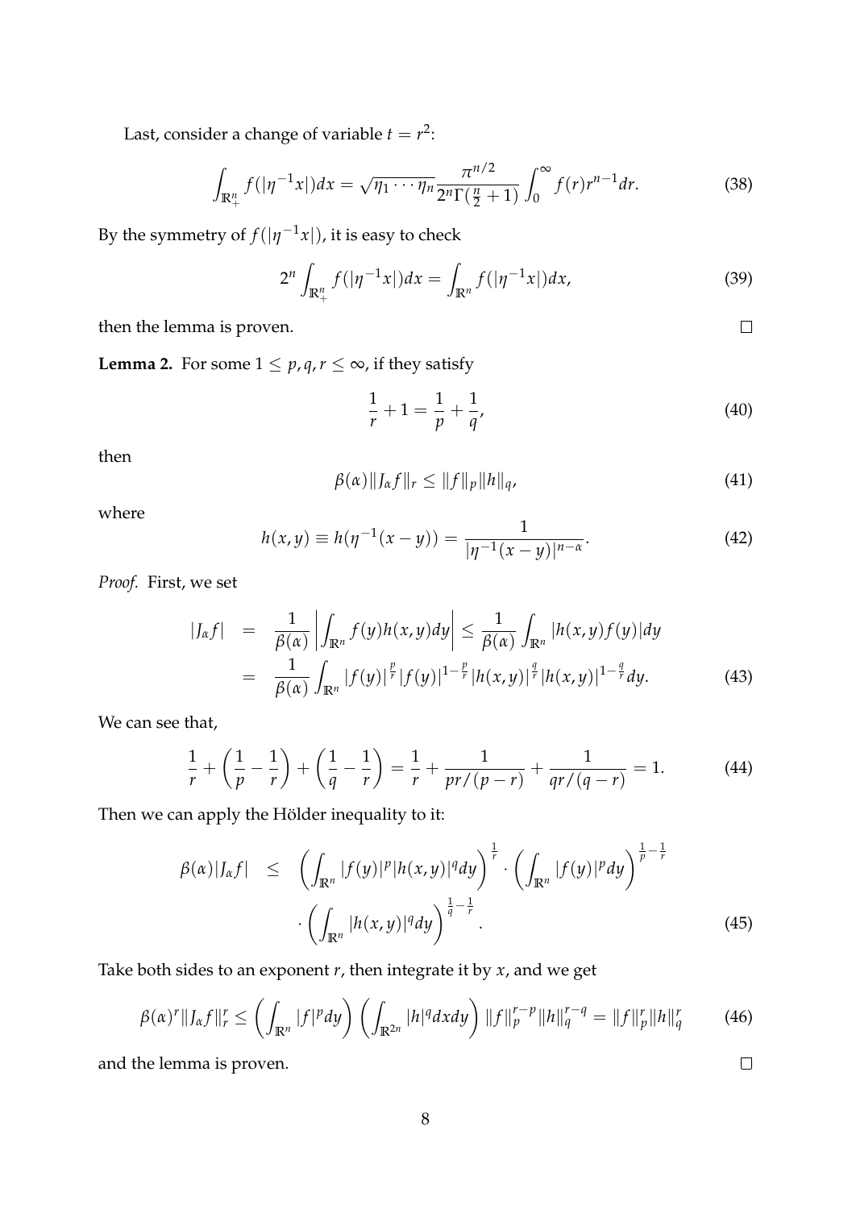Last, consider a change of variable $t = r^2$:

$$\int_{\mathbb{R}^n_+} f(|\eta^{-1}x|)dx = \sqrt{\eta_1 \cdots \eta_n} \frac{\pi^{n/2}}{2^n \Gamma(\frac{n}{2}+1)} \int_0^\infty f(r) r^{n-1} dr. \tag{38}$$

By the symmetry of $f(|\eta^{-1}x|)$, it is easy to check

$$2^n \int_{\mathbb{R}^n_+} f(|\eta^{-1}x|)dx = \int_{\mathbb{R}^n} f(|\eta^{-1}x|)dx, \tag{39}$$

then the lemma is proven. $\square$

**Lemma 2.** For some $1 \leq p, q, r \leq \infty$, if they satisfy

$$\frac{1}{r} + 1 = \frac{1}{p} + \frac{1}{q}, \tag{40}$$

then

$$\beta(\alpha)\|J_\alpha f\|_r \leq \|f\|_p \|h\|_q, \tag{41}$$

where

$$h(x,y) \equiv h(\eta^{-1}(x-y)) = \frac{1}{|\eta^{-1}(x-y)|^{n-\alpha}}. \tag{42}$$

*Proof.* First, we set

$$\begin{aligned}
|J_\alpha f| &= \frac{1}{\beta(\alpha)} \left| \int_{\mathbb{R}^n} f(y) h(x,y) dy \right| \leq \frac{1}{\beta(\alpha)} \int_{\mathbb{R}^n} |h(x,y) f(y)| dy \\
&= \frac{1}{\beta(\alpha)} \int_{\mathbb{R}^n} |f(y)|^{\frac{p}{r}} |f(y)|^{1-\frac{p}{r}} |h(x,y)|^{\frac{q}{r}} |h(x,y)|^{1-\frac{q}{r}} dy.
\end{aligned} \tag{43}$$

We can see that,

$$\frac{1}{r} + \left(\frac{1}{p} - \frac{1}{r}\right) + \left(\frac{1}{q} - \frac{1}{r}\right) = \frac{1}{r} + \frac{1}{pr/(p-r)} + \frac{1}{qr/(q-r)} = 1. \tag{44}$$

Then we can apply the Hölder inequality to it:

$$\begin{aligned}
\beta(\alpha)|J_\alpha f| \leq & \left( \int_{\mathbb{R}^n} |f(y)|^p |h(x,y)|^q dy \right)^{\frac{1}{r}} \cdot \left( \int_{\mathbb{R}^n} |f(y)|^p dy \right)^{\frac{1}{p} - \frac{1}{r}} \\
& \cdot \left( \int_{\mathbb{R}^n} |h(x,y)|^q dy \right)^{\frac{1}{q} - \frac{1}{r}}.
\end{aligned} \tag{45}$$

Take both sides to an exponent $r$, then integrate it by $x$, and we get

$$\beta(\alpha)^r \|J_\alpha f\|_r^r \leq \left( \int_{\mathbb{R}^n} |f|^p dy \right) \left( \int_{\mathbb{R}^{2n}} |h|^q dx dy \right) \|f\|_p^{r-p} \|h\|_q^{r-q} = \|f\|_p^r \|h\|_q^r \tag{46}$$

and the lemma is proven. $\square$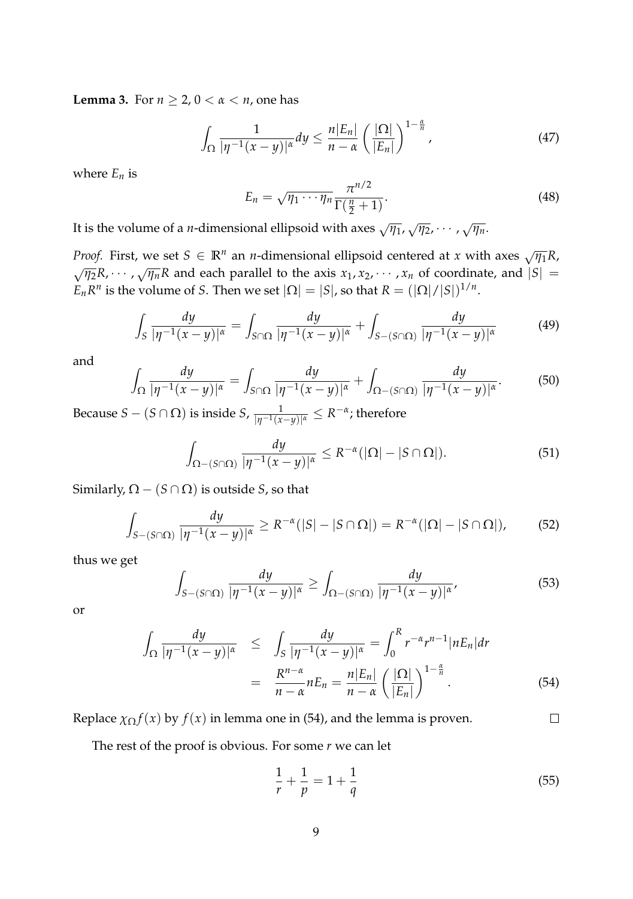**Lemma 3.** For $n \geq 2$, $0 < \alpha < n$, one has

$$\int_{\Omega} \frac{1}{|\eta^{-1}(x-y)|^{\alpha}} dy \leq \frac{n|E_n|}{n-\alpha} \left( \frac{|\Omega|}{|E_n|} \right)^{1-\frac{\alpha}{n}}, \tag{47}$$

where $E_n$ is

$$E_n = \sqrt{\eta_1 \cdots \eta_n} \frac{\pi^{n/2}}{\Gamma(\frac{n}{2}+1)}. \tag{48}$$

It is the volume of a $n$-dimensional ellipsoid with axes $\sqrt{\eta_1}, \sqrt{\eta_2}, \cdots, \sqrt{\eta_n}$.

*Proof.* First, we set $S \in \mathbb{R}^n$ an $n$-dimensional ellipsoid centered at $x$ with axes $\sqrt{\eta_1}R$, $\sqrt{\eta_2}R, \cdots, \sqrt{\eta_n}R$ and each parallel to the axis $x_1, x_2, \cdots, x_n$ of coordinate, and $|S| = E_n R^n$ is the volume of $S$. Then we set $|\Omega| = |S|$, so that $R = (|\Omega|/|S|)^{1/n}$.

$$\int_{S} \frac{dy}{|\eta^{-1}(x-y)|^{\alpha}} = \int_{S\cap\Omega} \frac{dy}{|\eta^{-1}(x-y)|^{\alpha}} + \int_{S-(S\cap\Omega)} \frac{dy}{|\eta^{-1}(x-y)|^{\alpha}} \tag{49}$$

and

$$\int_{\Omega} \frac{dy}{|\eta^{-1}(x-y)|^{\alpha}} = \int_{S\cap\Omega} \frac{dy}{|\eta^{-1}(x-y)|^{\alpha}} + \int_{\Omega-(S\cap\Omega)} \frac{dy}{|\eta^{-1}(x-y)|^{\alpha}}. \tag{50}$$

Because $S - (S \cap \Omega)$ is inside $S$, $\frac{1}{|\eta^{-1}(x-y)|^{\alpha}} \leq R^{-\alpha}$; therefore

$$\int_{\Omega-(S\cap\Omega)} \frac{dy}{|\eta^{-1}(x-y)|^{\alpha}} \leq R^{-\alpha}(|\Omega| - |S \cap \Omega|). \tag{51}$$

Similarly, $\Omega - (S \cap \Omega)$ is outside $S$, so that

$$\int_{S-(S\cap\Omega)} \frac{dy}{|\eta^{-1}(x-y)|^{\alpha}} \geq R^{-\alpha}(|S| - |S \cap \Omega|) = R^{-\alpha}(|\Omega| - |S \cap \Omega|), \tag{52}$$

thus we get

$$\int_{S-(S\cap\Omega)} \frac{dy}{|\eta^{-1}(x-y)|^{\alpha}} \geq \int_{\Omega-(S\cap\Omega)} \frac{dy}{|\eta^{-1}(x-y)|^{\alpha}}, \tag{53}$$

or

$$\begin{aligned} \int_{\Omega} \frac{dy}{|\eta^{-1}(x-y)|^{\alpha}} &\leq \int_{S} \frac{dy}{|\eta^{-1}(x-y)|^{\alpha}} = \int_0^R r^{-\alpha} r^{n-1} |nE_n| dr \\ &= \frac{R^{n-\alpha}}{n-\alpha} nE_n = \frac{n|E_n|}{n-\alpha} \left( \frac{|\Omega|}{|E_n|} \right)^{1-\frac{\alpha}{n}}. \end{aligned} \tag{54}$$

Replace $\chi_{\Omega} f(x)$ by $f(x)$ in lemma one in (54), and the lemma is proven. $\square$

The rest of the proof is obvious. For some $r$ we can let

$$\frac{1}{r} + \frac{1}{p} = 1 + \frac{1}{q} \tag{55}$$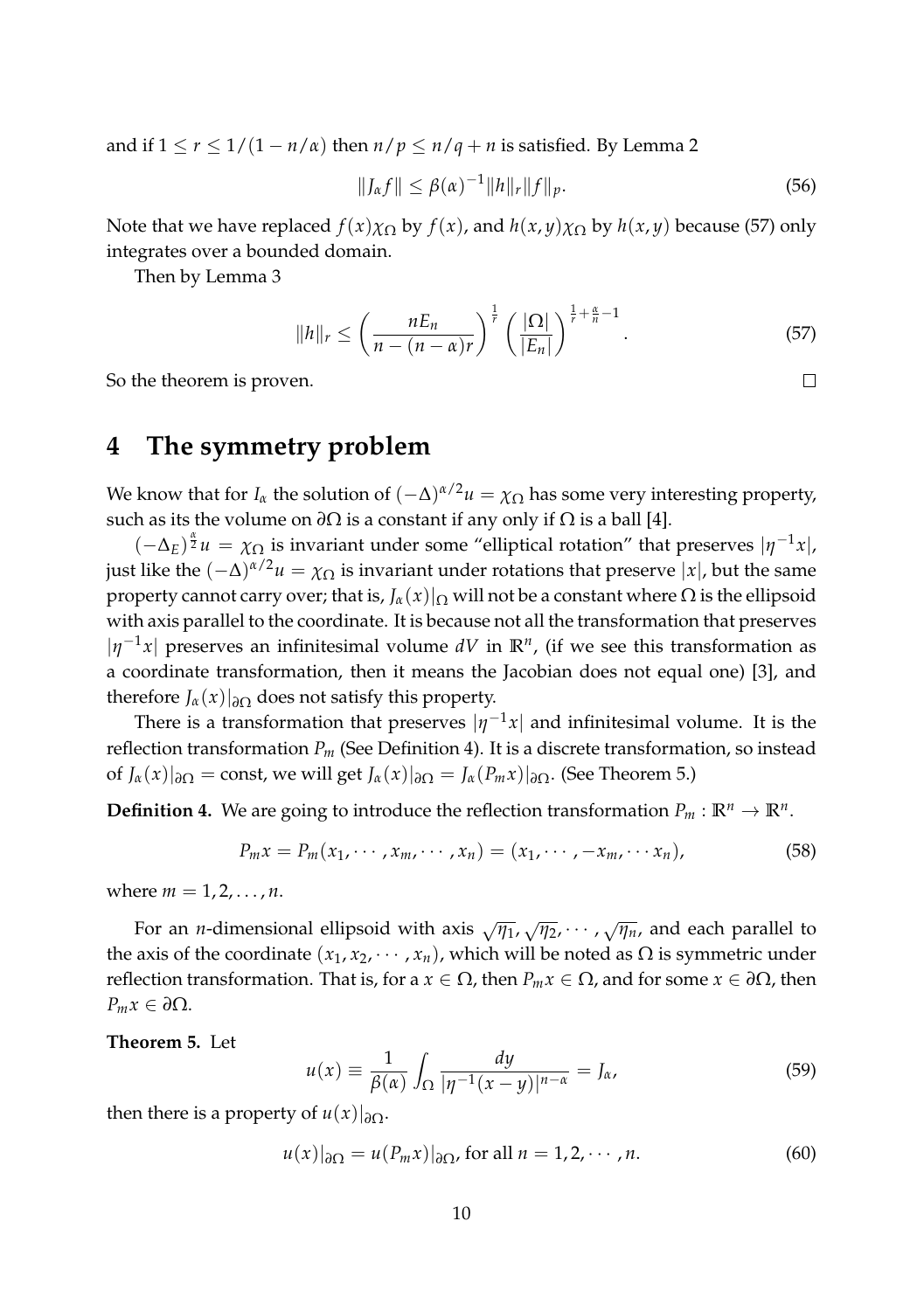and if $1 \leq r \leq 1/(1 - n/\alpha)$ then $n/p \leq n/q + n$ is satisfied. By Lemma 2

$$\|J_\alpha f\| \leq \beta(\alpha)^{-1}\|h\|_r\|f\|_p. \tag{56}$$

Note that we have replaced $f(x)\chi_\Omega$ by $f(x)$, and $h(x,y)\chi_\Omega$ by $h(x,y)$ because (57) only integrates over a bounded domain.

Then by Lemma 3

$$\|h\|_r \leq \left(\frac{nE_n}{n-(n-\alpha)r}\right)^{\frac{1}{r}}\left(\frac{|\Omega|}{|E_n|}\right)^{\frac{1}{r}+\frac{\alpha}{n}-1}. \tag{57}$$

So the theorem is proven. □

# 4 The symmetry problem

We know that for $I_\alpha$ the solution of $(-\Delta)^{\alpha/2}u = \chi_\Omega$ has some very interesting property, such as its the volume on $\partial\Omega$ is a constant if any only if $\Omega$ is a ball [4].

$(-\Delta_E)^{\frac{\alpha}{2}}u = \chi_\Omega$ is invariant under some "elliptical rotation" that preserves $|\eta^{-1}x|$, just like the $(-\Delta)^{\alpha/2}u = \chi_\Omega$ is invariant under rotations that preserve $|x|$, but the same property cannot carry over; that is, $J_\alpha(x)|_\Omega$ will not be a constant where $\Omega$ is the ellipsoid with axis parallel to the coordinate. It is because not all the transformation that preserves $|\eta^{-1}x|$ preserves an infinitesimal volume $dV$ in $\mathbb{R}^n$, (if we see this transformation as a coordinate transformation, then it means the Jacobian does not equal one) [3], and therefore $J_\alpha(x)|_{\partial\Omega}$ does not satisfy this property.

There is a transformation that preserves $|\eta^{-1}x|$ and infinitesimal volume. It is the reflection transformation $P_m$ (See Definition 4). It is a discrete transformation, so instead of $J_\alpha(x)|_{\partial\Omega} = \text{const}$, we will get $J_\alpha(x)|_{\partial\Omega} = J_\alpha(P_m x)|_{\partial\Omega}$. (See Theorem 5.)

**Definition 4.** We are going to introduce the reflection transformation $P_m : \mathbb{R}^n \to \mathbb{R}^n$.

$$P_m x = P_m(x_1, \cdots, x_m, \cdots, x_n) = (x_1, \cdots, -x_m, \cdots x_n), \tag{58}$$

where $m = 1, 2, \ldots, n$.

For an $n$-dimensional ellipsoid with axis $\sqrt{\eta_1}, \sqrt{\eta_2}, \cdots, \sqrt{\eta_n}$, and each parallel to the axis of the coordinate $(x_1, x_2, \cdots, x_n)$, which will be noted as $\Omega$ is symmetric under reflection transformation. That is, for a $x \in \Omega$, then $P_m x \in \Omega$, and for some $x \in \partial\Omega$, then $P_m x \in \partial\Omega$.

**Theorem 5.** Let

$$u(x) \equiv \frac{1}{\beta(\alpha)}\int_\Omega \frac{dy}{|\eta^{-1}(x-y)|^{n-\alpha}} = J_\alpha, \tag{59}$$

then there is a property of $u(x)|_{\partial\Omega}$.

$$u(x)|_{\partial\Omega} = u(P_m x)|_{\partial\Omega}, \text{ for all } n = 1, 2, \cdots, n. \tag{60}$$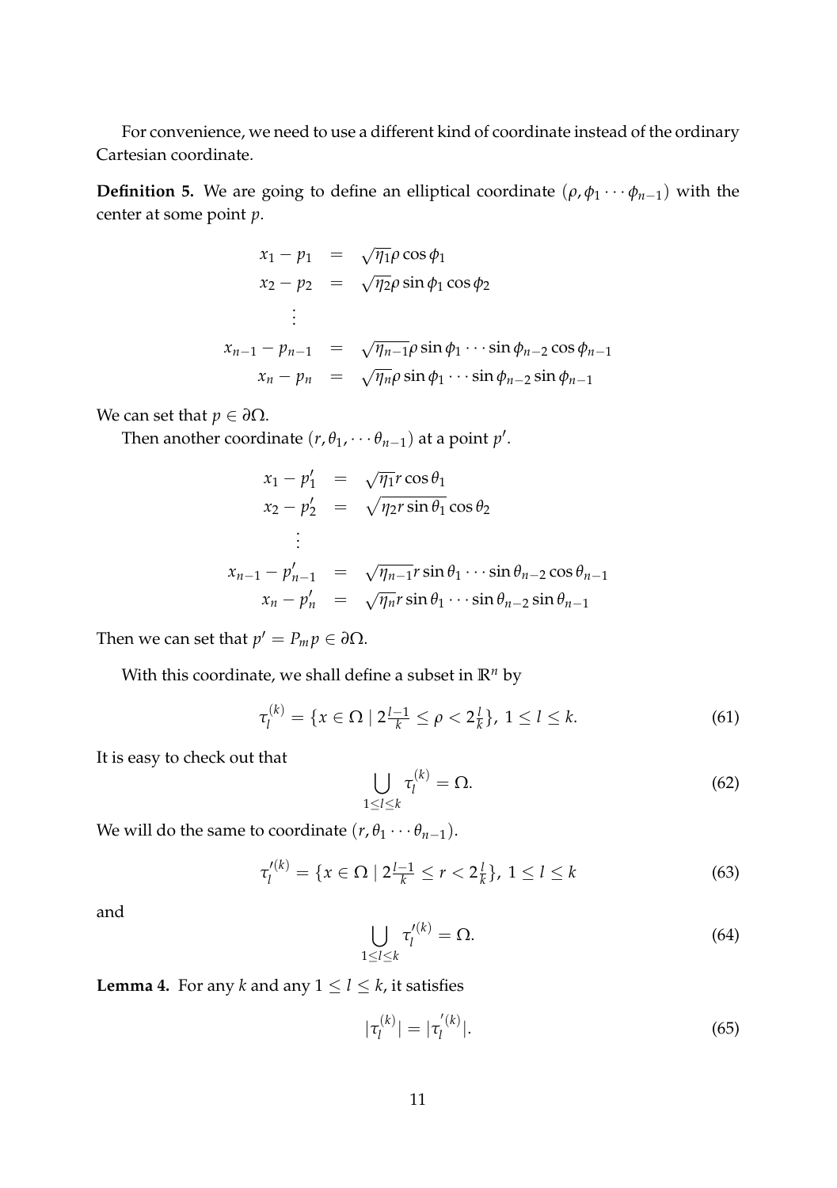For convenience, we need to use a different kind of coordinate instead of the ordinary Cartesian coordinate.

**Definition 5.** We are going to define an elliptical coordinate $(\rho, \phi_1 \cdots \phi_{n-1})$ with the center at some point $p$.

$$
\begin{aligned}
x_1 - p_1 &= \sqrt{\eta_1}\rho \cos\phi_1 \\
x_2 - p_2 &= \sqrt{\eta_2}\rho \sin\phi_1 \cos\phi_2 \\
&\vdots \\
x_{n-1} - p_{n-1} &= \sqrt{\eta_{n-1}}\rho \sin\phi_1 \cdots \sin\phi_{n-2} \cos\phi_{n-1} \\
x_n - p_n &= \sqrt{\eta_n}\rho \sin\phi_1 \cdots \sin\phi_{n-2} \sin\phi_{n-1}
\end{aligned}
$$

We can set that $p \in \partial\Omega$.

Then another coordinate $(r, \theta_1, \cdots \theta_{n-1})$ at a point $p'$.

$$
\begin{aligned}
x_1 - p'_1 &= \sqrt{\eta_1}r \cos\theta_1 \\
x_2 - p'_2 &= \sqrt{\eta_2 r \sin\theta_1} \cos\theta_2 \\
&\vdots \\
x_{n-1} - p'_{n-1} &= \sqrt{\eta_{n-1}}r \sin\theta_1 \cdots \sin\theta_{n-2} \cos\theta_{n-1} \\
x_n - p'_n &= \sqrt{\eta_n}r \sin\theta_1 \cdots \sin\theta_{n-2} \sin\theta_{n-1}
\end{aligned}
$$

Then we can set that $p' = P_m p \in \partial\Omega$.

With this coordinate, we shall define a subset in $\mathbb{R}^n$ by

$$
\tau_l^{(k)} = \{x \in \Omega \mid 2\tfrac{l-1}{k} \leq \rho < 2\tfrac{l}{k}\},\ 1 \leq l \leq k. \tag{61}
$$

It is easy to check out that

$$
\bigcup_{1 \leq l \leq k} \tau_l^{(k)} = \Omega. \tag{62}
$$

We will do the same to coordinate $(r, \theta_1 \cdots \theta_{n-1})$.

$$
\tau_l'^{(k)} = \{x \in \Omega \mid 2\tfrac{l-1}{k} \leq r < 2\tfrac{l}{k}\},\ 1 \leq l \leq k \tag{63}
$$

and

$$
\bigcup_{1 \leq l \leq k} \tau_l'^{(k)} = \Omega. \tag{64}
$$

**Lemma 4.** For any $k$ and any $1 \leq l \leq k$, it satisfies

$$
|\tau_l^{(k)}| = |\tau_l^{'(k)}|. \tag{65}
$$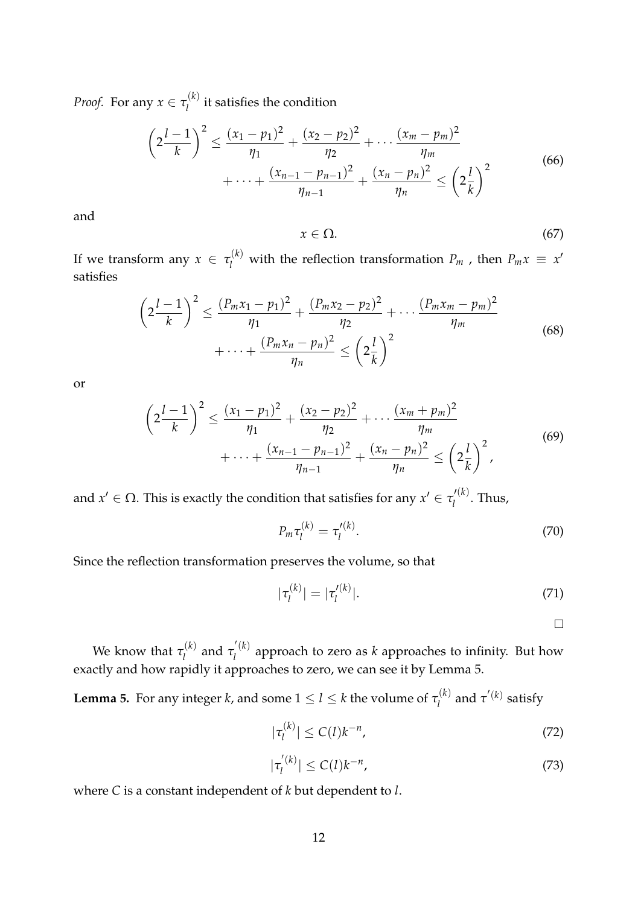*Proof.* For any $x \in \tau_l^{(k)}$ it satisfies the condition

$$\left(2\frac{l-1}{k}\right)^2 \leq \frac{(x_1-p_1)^2}{\eta_1} + \frac{(x_2-p_2)^2}{\eta_2} + \cdots \frac{(x_m-p_m)^2}{\eta_m} + \cdots + \frac{(x_{n-1}-p_{n-1})^2}{\eta_{n-1}} + \frac{(x_n-p_n)^2}{\eta_n} \leq \left(2\frac{l}{k}\right)^2 \tag{66}$$

and

$$x \in \Omega. \tag{67}$$

If we transform any $x \in \tau_l^{(k)}$ with the reflection transformation $P_m$ , then $P_m x \equiv x'$ satisfies

$$\left(2\frac{l-1}{k}\right)^2 \leq \frac{(P_m x_1-p_1)^2}{\eta_1} + \frac{(P_m x_2-p_2)^2}{\eta_2} + \cdots \frac{(P_m x_m-p_m)^2}{\eta_m} + \cdots + \frac{(P_m x_n-p_n)^2}{\eta_n} \leq \left(2\frac{l}{k}\right)^2 \tag{68}$$

or

$$\left(2\frac{l-1}{k}\right)^2 \leq \frac{(x_1-p_1)^2}{\eta_1} + \frac{(x_2-p_2)^2}{\eta_2} + \cdots \frac{(x_m+p_m)^2}{\eta_m} + \cdots + \frac{(x_{n-1}-p_{n-1})^2}{\eta_{n-1}} + \frac{(x_n-p_n)^2}{\eta_n} \leq \left(2\frac{l}{k}\right)^2, \tag{69}$$

and $x' \in \Omega$. This is exactly the condition that satisfies for any $x' \in \tau_l'^{(k)}$. Thus,

$$P_m \tau_l^{(k)} = \tau_l'^{(k)}. \tag{70}$$

Since the reflection transformation preserves the volume, so that

$$|\tau_l^{(k)}| = |\tau_l'^{(k)}|. \tag{71}$$

□

We know that $\tau_l^{(k)}$ and $\tau_l^{'(k)}$ approach to zero as $k$ approaches to infinity. But how exactly and how rapidly it approaches to zero, we can see it by Lemma 5.

**Lemma 5.** For any integer $k$, and some $1 \leq l \leq k$ the volume of $\tau_l^{(k)}$ and $\tau^{'(k)}$ satisfy

$$|\tau_l^{(k)}| \leq C(l)k^{-n}, \tag{72}$$

$$|\tau_l^{'(k)}| \leq C(l)k^{-n}, \tag{73}$$

where $C$ is a constant independent of $k$ but dependent to $l$.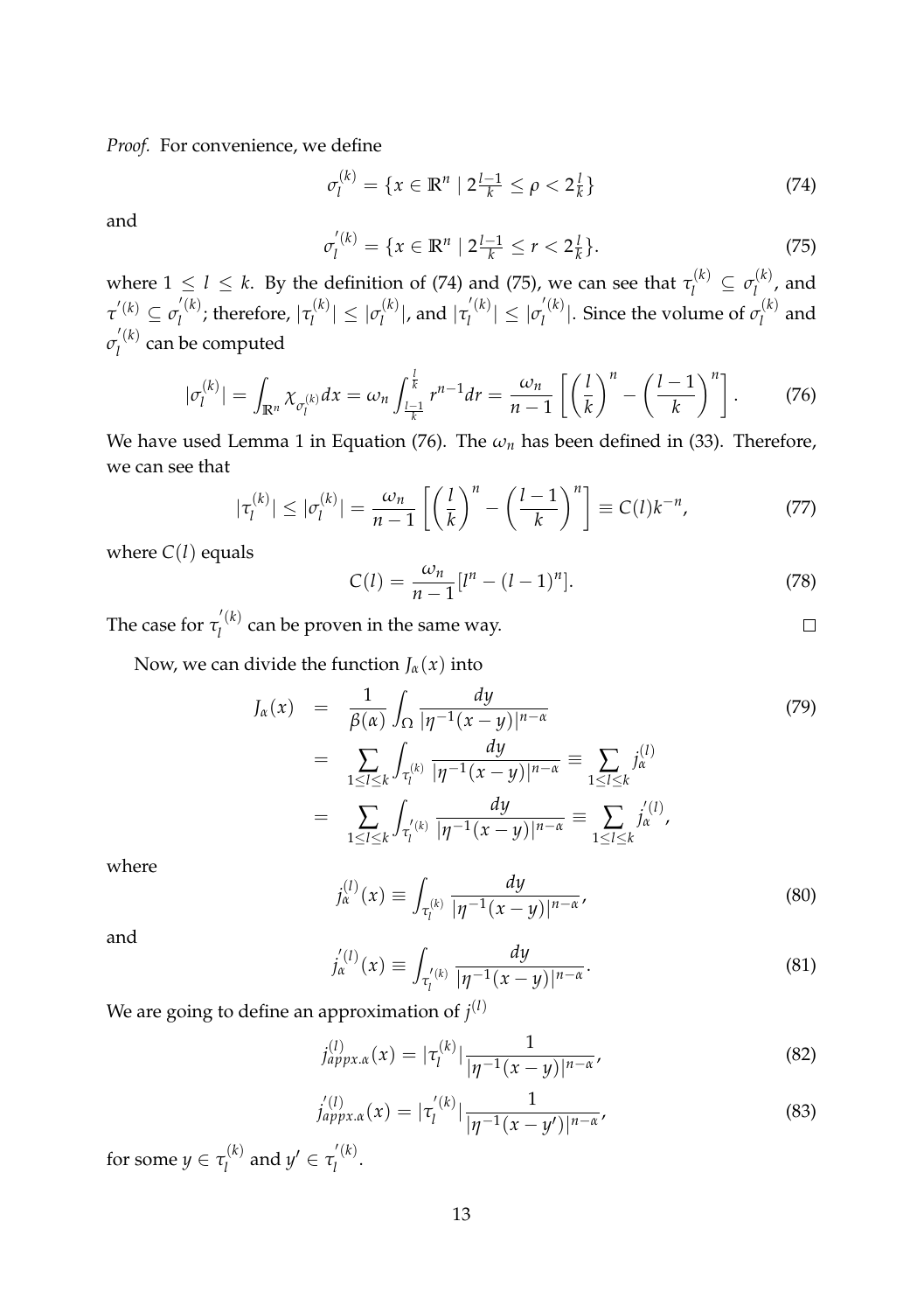*Proof.* For convenience, we define

$$\sigma_l^{(k)} = \{x \in \mathbb{R}^n \mid 2\tfrac{l-1}{k} \le \rho < 2\tfrac{l}{k}\} \tag{74}$$

and

$$\sigma_l^{'(k)} = \{x \in \mathbb{R}^n \mid 2\tfrac{l-1}{k} \le r < 2\tfrac{l}{k}\}. \tag{75}$$

where $1 \le l \le k$. By the definition of (74) and (75), we can see that $\tau_l^{(k)} \subseteq \sigma_l^{(k)}$, and $\tau^{'(k)} \subseteq \sigma_l^{'(k)}$; therefore, $|\tau_l^{(k)}| \le |\sigma_l^{(k)}|$, and $|\tau_l^{'(k)}| \le |\sigma_l^{'(k)}|$. Since the volume of $\sigma_l^{(k)}$ and $\sigma_l^{'(k)}$ can be computed

$$|\sigma_l^{(k)}| = \int_{\mathbb{R}^n} \chi_{\sigma_l^{(k)}} dx = \omega_n \int_{\frac{l-1}{k}}^{\frac{l}{k}} r^{n-1} dr = \frac{\omega_n}{n-1}\left[\left(\frac{l}{k}\right)^n - \left(\frac{l-1}{k}\right)^n\right]. \tag{76}$$

We have used Lemma 1 in Equation (76). The $\omega_n$ has been defined in (33). Therefore, we can see that

$$|\tau_l^{(k)}| \le |\sigma_l^{(k)}| = \frac{\omega_n}{n-1}\left[\left(\frac{l}{k}\right)^n - \left(\frac{l-1}{k}\right)^n\right] \equiv C(l)k^{-n}, \tag{77}$$

where $C(l)$ equals

$$C(l) = \frac{\omega_n}{n-1}[l^n - (l-1)^n]. \tag{78}$$

The case for $\tau_l^{'(k)}$ can be proven in the same way. $\square$

Now, we can divide the function $J_\alpha(x)$ into

$$\begin{aligned} J_\alpha(x) &= \frac{1}{\beta(\alpha)} \int_\Omega \frac{dy}{|\eta^{-1}(x-y)|^{n-\alpha}} \\ &= \sum_{1 \le l \le k} \int_{\tau_l^{(k)}} \frac{dy}{|\eta^{-1}(x-y)|^{n-\alpha}} \equiv \sum_{1 \le l \le k} j_\alpha^{(l)} \\ &= \sum_{1 \le l \le k} \int_{\tau_l^{'(k)}} \frac{dy}{|\eta^{-1}(x-y)|^{n-\alpha}} \equiv \sum_{1 \le l \le k} j_\alpha^{'(l)}, \end{aligned} \tag{79}$$

where

$$j_\alpha^{(l)}(x) \equiv \int_{\tau_l^{(k)}} \frac{dy}{|\eta^{-1}(x-y)|^{n-\alpha}}, \tag{80}$$

and

$$j_\alpha^{'(l)}(x) \equiv \int_{\tau_l^{'(k)}} \frac{dy}{|\eta^{-1}(x-y)|^{n-\alpha}}. \tag{81}$$

We are going to define an approximation of $j^{(l)}$

$$j_{appx.\alpha}^{(l)}(x) = |\tau_l^{(k)}| \frac{1}{|\eta^{-1}(x-y)|^{n-\alpha}}, \tag{82}$$

$$j_{appx.\alpha}^{'(l)}(x) = |\tau_l^{'(k)}| \frac{1}{|\eta^{-1}(x-y')|^{n-\alpha}}, \tag{83}$$

for some $y \in \tau_l^{(k)}$ and $y' \in \tau_l^{'(k)}$.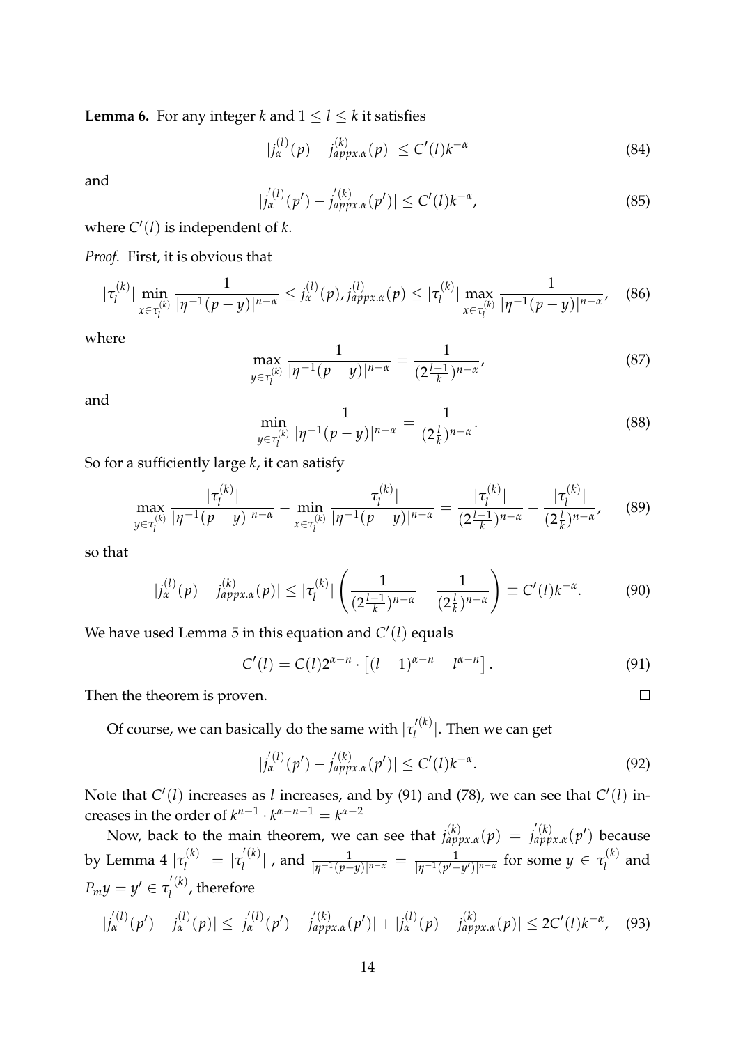**Lemma 6.** For any integer $k$ and $1 \leq l \leq k$ it satisfies

$$|j_{\alpha}^{(l)}(p) - j_{appx.\alpha}^{(k)}(p)| \leq C'(l)k^{-\alpha} \tag{84}$$

and

$$|j_{\alpha}^{'(l)}(p') - j_{appx.\alpha}^{'(k)}(p')| \leq C'(l)k^{-\alpha}, \tag{85}$$

where $C'(l)$ is independent of $k$.

*Proof.* First, it is obvious that

$$|\tau_l^{(k)}| \min_{x \in \tau_l^{(k)}} \frac{1}{|\eta^{-1}(p-y)|^{n-\alpha}} \leq j_{\alpha}^{(l)}(p), j_{appx.\alpha}^{(l)}(p) \leq |\tau_l^{(k)}| \max_{x \in \tau_l^{(k)}} \frac{1}{|\eta^{-1}(p-y)|^{n-\alpha}}, \tag{86}$$

where

$$\max_{y \in \tau_l^{(k)}} \frac{1}{|\eta^{-1}(p-y)|^{n-\alpha}} = \frac{1}{(2\frac{l-1}{k})^{n-\alpha}}, \tag{87}$$

and

$$\min_{y \in \tau_l^{(k)}} \frac{1}{|\eta^{-1}(p-y)|^{n-\alpha}} = \frac{1}{(2\frac{l}{k})^{n-\alpha}}. \tag{88}$$

So for a sufficiently large $k$, it can satisfy

$$\max_{y \in \tau_l^{(k)}} \frac{|\tau_l^{(k)}|}{|\eta^{-1}(p-y)|^{n-\alpha}} - \min_{x \in \tau_l^{(k)}} \frac{|\tau_l^{(k)}|}{|\eta^{-1}(p-y)|^{n-\alpha}} = \frac{|\tau_l^{(k)}|}{(2\frac{l-1}{k})^{n-\alpha}} - \frac{|\tau_l^{(k)}|}{(2\frac{l}{k})^{n-\alpha}}, \tag{89}$$

so that

$$|j_{\alpha}^{(l)}(p) - j_{appx.\alpha}^{(k)}(p)| \leq |\tau_l^{(k)}| \left( \frac{1}{(2\frac{l-1}{k})^{n-\alpha}} - \frac{1}{(2\frac{l}{k})^{n-\alpha}} \right) \equiv C'(l)k^{-\alpha}. \tag{90}$$

We have used Lemma 5 in this equation and $C'(l)$ equals

$$C'(l) = C(l)2^{\alpha-n} \cdot \left[ (l-1)^{\alpha-n} - l^{\alpha-n} \right]. \tag{91}$$

Then the theorem is proven. $\square$

Of course, we can basically do the same with $|\tau_l^{'(k)}|$. Then we can get

$$|j_{\alpha}^{'(l)}(p') - j_{appx.\alpha}^{'(k)}(p')| \leq C'(l)k^{-\alpha}. \tag{92}$$

Note that $C'(l)$ increases as $l$ increases, and by (91) and (78), we can see that $C'(l)$ increases in the order of $k^{n-1} \cdot k^{\alpha-n-1} = k^{\alpha-2}$

Now, back to the main theorem, we can see that $j_{appx.\alpha}^{(k)}(p) = j_{appx.\alpha}^{'(k)}(p')$ because by Lemma 4 $|\tau_l^{(k)}| = |\tau_l^{'(k)}|$ , and $\frac{1}{|\eta^{-1}(p-y)|^{n-\alpha}} = \frac{1}{|\eta^{-1}(p'-y')|^{n-\alpha}}$ for some $y \in \tau_l^{(k)}$ and $P_m y = y' \in \tau_l^{'(k)}$, therefore

$$|j_{\alpha}^{'(l)}(p') - j_{\alpha}^{(l)}(p)| \leq |j_{\alpha}^{'(l)}(p') - j_{appx.\alpha}^{'(k)}(p')| + |j_{\alpha}^{(l)}(p) - j_{appx.\alpha}^{(k)}(p)| \leq 2C'(l)k^{-\alpha}, \tag{93}$$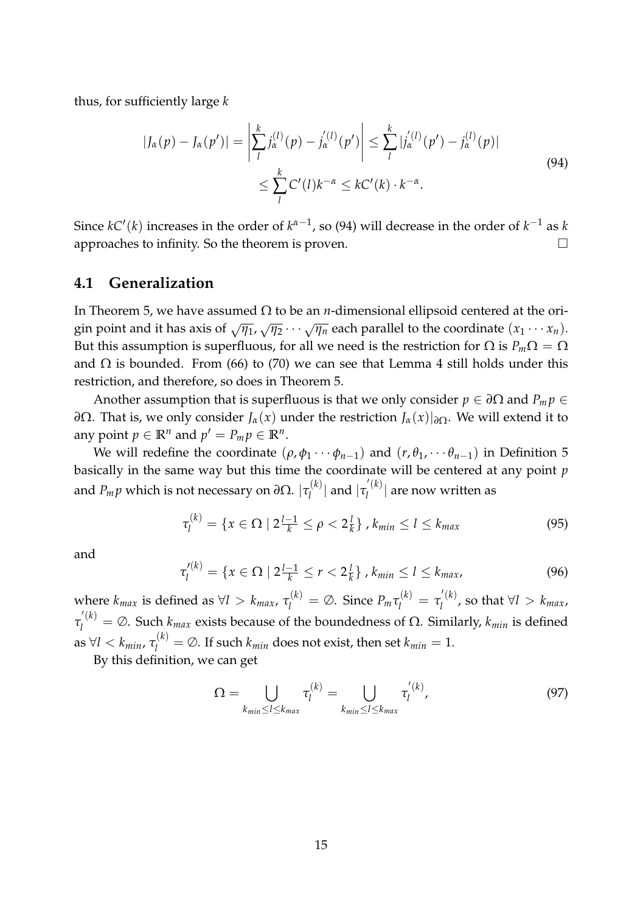thus, for sufficiently large $k$

$$
\begin{aligned}
|J_\alpha(p) - J_\alpha(p')| &= \left| \sum_{l}^{k} j_\alpha^{(l)}(p) - j_\alpha^{'(l)}(p') \right| \le \sum_{l}^{k} |j_\alpha^{'(l)}(p') - j_\alpha^{(l)}(p)| \\
&\le \sum_{l}^{k} C'(l) k^{-\alpha} \le kC'(k) \cdot k^{-\alpha}.
\end{aligned}
\tag{94}
$$

Since $kC'(k)$ increases in the order of $k^{\alpha-1}$, so (94) will decrease in the order of $k^{-1}$ as $k$ approaches to infinity. So the theorem is proven. □

## 4.1 Generalization

In Theorem 5, we have assumed $\Omega$ to be an $n$-dimensional ellipsoid centered at the origin point and it has axis of $\sqrt{\eta_1}, \sqrt{\eta_2} \cdots \sqrt{\eta_n}$ each parallel to the coordinate $(x_1 \cdots x_n)$. But this assumption is superfluous, for all we need is the restriction for $\Omega$ is $P_m\Omega = \Omega$ and $\Omega$ is bounded. From (66) to (70) we can see that Lemma 4 still holds under this restriction, and therefore, so does in Theorem 5.

Another assumption that is superfluous is that we only consider $p \in \partial\Omega$ and $P_m p \in \partial\Omega$. That is, we only consider $J_\alpha(x)$ under the restriction $J_\alpha(x)|_{\partial\Omega}$. We will extend it to any point $p \in \mathbb{R}^n$ and $p' = P_m p \in \mathbb{R}^n$.

We will redefine the coordinate $(\rho, \phi_1 \cdots \phi_{n-1})$ and $(r, \theta_1, \cdots \theta_{n-1})$ in Definition 5 basically in the same way but this time the coordinate will be centered at any point $p$ and $P_m p$ which is not necessary on $\partial\Omega$. $|\tau_l^{(k)}|$ and $|\tau_l^{'(k)}|$ are now written as

$$
\tau_l^{(k)} = \{x \in \Omega \mid 2^{\frac{l-1}{k}} \le \rho < 2^{\frac{l}{k}}\}, k_{min} \le l \le k_{max} \tag{95}
$$

and

$$
\tau_l^{'(k)} = \{x \in \Omega \mid 2^{\frac{l-1}{k}} \le r < 2^{\frac{l}{k}}\}, k_{min} \le l \le k_{max}, \tag{96}
$$

where $k_{max}$ is defined as $\forall l > k_{max}$, $\tau_l^{(k)} = \emptyset$. Since $P_m \tau_l^{(k)} = \tau_l^{'(k)}$, so that $\forall l > k_{max}$, $\tau_l^{'(k)} = \emptyset$. Such $k_{max}$ exists because of the boundedness of $\Omega$. Similarly, $k_{min}$ is defined as $\forall l < k_{min}$, $\tau_l^{(k)} = \emptyset$. If such $k_{min}$ does not exist, then set $k_{min} = 1$.

By this definition, we can get

$$
\Omega = \bigcup_{k_{min} \le l \le k_{max}} \tau_l^{(k)} = \bigcup_{k_{min} \le l \le k_{max}} \tau_l^{'(k)}, \tag{97}
$$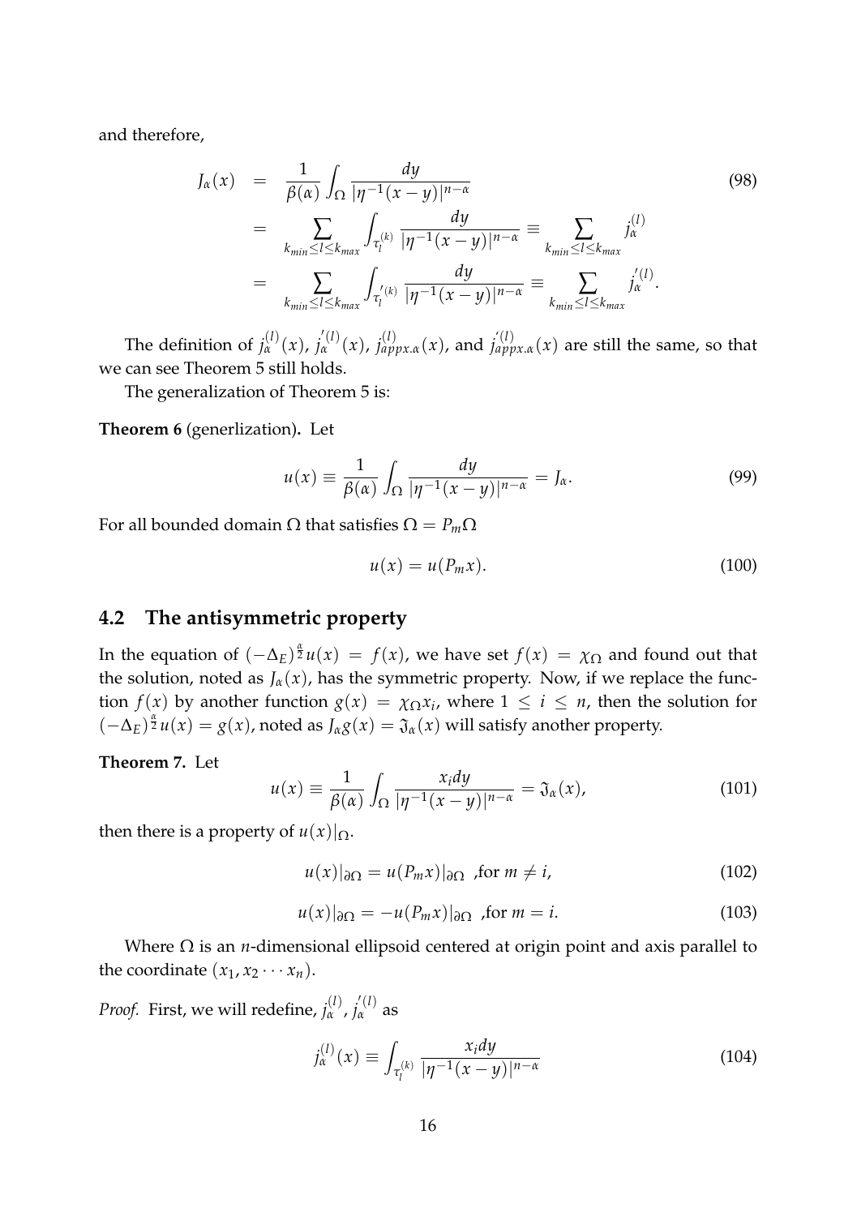and therefore,

$$
\begin{aligned}
J_\alpha(x) &= \frac{1}{\beta(\alpha)} \int_\Omega \frac{dy}{|\eta^{-1}(x-y)|^{n-\alpha}} \\
&= \sum_{k_{min} \le l \le k_{max}} \int_{\tau_l^{(k)}} \frac{dy}{|\eta^{-1}(x-y)|^{n-\alpha}} \equiv \sum_{k_{min} \le l \le k_{max}} j_\alpha^{(l)} \\
&= \sum_{k_{min} \le l \le k_{max}} \int_{\tau_l^{'(k)}} \frac{dy}{|\eta^{-1}(x-y)|^{n-\alpha}} \equiv \sum_{k_{min} \le l \le k_{max}} j_\alpha^{'(l)}.
\end{aligned} \tag{98}
$$

The definition of $j_\alpha^{(l)}(x)$, $j_\alpha^{'(l)}(x)$, $j_{appx.\alpha}^{(l)}(x)$, and $j_{appx.\alpha}^{'(l)}(x)$ are still the same, so that we can see Theorem 5 still holds.

The generalization of Theorem 5 is:

**Theorem 6** (generlization)**.** Let

$$
u(x) \equiv \frac{1}{\beta(\alpha)} \int_\Omega \frac{dy}{|\eta^{-1}(x-y)|^{n-\alpha}} = J_\alpha. \tag{99}
$$

For all bounded domain $\Omega$ that satisfies $\Omega = P_m\Omega$

$$
u(x) = u(P_m x). \tag{100}
$$

## 4.2 The antisymmetric property

In the equation of $(-\Delta_E)^{\frac{\alpha}{2}} u(x) = f(x)$, we have set $f(x) = \chi_\Omega$ and found out that the solution, noted as $J_\alpha(x)$, has the symmetric property. Now, if we replace the function $f(x)$ by another function $g(x) = \chi_\Omega x_i$, where $1 \le i \le n$, then the solution for $(-\Delta_E)^{\frac{\alpha}{2}} u(x) = g(x)$, noted as $J_\alpha g(x) = \mathfrak{J}_\alpha(x)$ will satisfy another property.

**Theorem 7.** Let

$$
u(x) \equiv \frac{1}{\beta(\alpha)} \int_\Omega \frac{x_i dy}{|\eta^{-1}(x-y)|^{n-\alpha}} = \mathfrak{J}_\alpha(x), \tag{101}
$$

then there is a property of $u(x)|_\Omega$.

$$
u(x)|_{\partial\Omega} = u(P_m x)|_{\partial\Omega} \text{ ,for } m \ne i, \tag{102}
$$

$$
u(x)|_{\partial\Omega} = -u(P_m x)|_{\partial\Omega} \text{ ,for } m = i. \tag{103}
$$

Where $\Omega$ is an $n$-dimensional ellipsoid centered at origin point and axis parallel to the coordinate $(x_1, x_2 \cdots x_n)$.

*Proof.* First, we will redefine, $j_\alpha^{(l)}$, $j_\alpha^{'(l)}$ as

$$
j_\alpha^{(l)}(x) \equiv \int_{\tau_l^{(k)}} \frac{x_i dy}{|\eta^{-1}(x-y)|^{n-\alpha}} \tag{104}
$$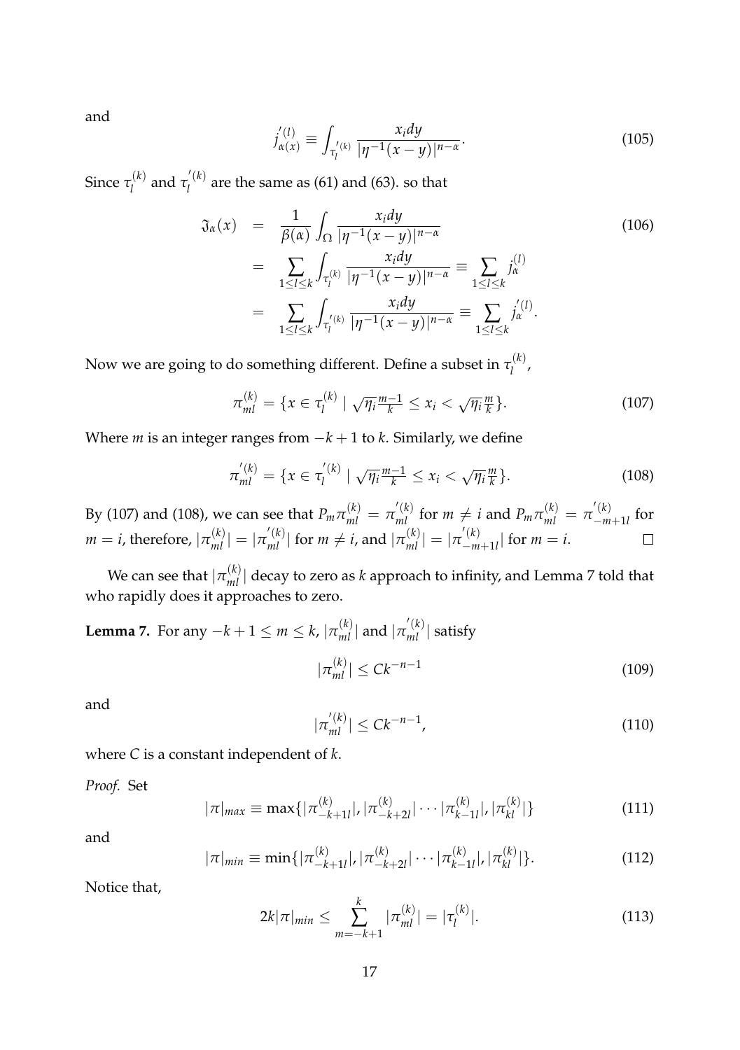and

$$j_{\alpha(x)}^{'(l)} \equiv \int_{\tau_l^{'(k)}} \frac{x_i dy}{|\eta^{-1}(x-y)|^{n-\alpha}}. \tag{105}$$

Since $\tau_l^{(k)}$ and $\tau_l^{'(k)}$ are the same as (61) and (63). so that

$$\begin{aligned}
\mathfrak{J}_\alpha(x) &= \frac{1}{\beta(\alpha)} \int_\Omega \frac{x_i dy}{|\eta^{-1}(x-y)|^{n-\alpha}} \\
&= \sum_{1\le l\le k} \int_{\tau_l^{(k)}} \frac{x_i dy}{|\eta^{-1}(x-y)|^{n-\alpha}} \equiv \sum_{1\le l\le k} j_\alpha^{(l)} \\
&= \sum_{1\le l\le k} \int_{\tau_l^{'(k)}} \frac{x_i dy}{|\eta^{-1}(x-y)|^{n-\alpha}} \equiv \sum_{1\le l\le k} j_\alpha^{'(l)}.
\end{aligned} \tag{106}$$

Now we are going to do something different. Define a subset in $\tau_l^{(k)}$,

$$\pi_{ml}^{(k)} = \{x \in \tau_l^{(k)} \mid \sqrt{\eta_i}\tfrac{m-1}{k} \le x_i < \sqrt{\eta_i}\tfrac{m}{k}\}. \tag{107}$$

Where $m$ is an integer ranges from $-k+1$ to $k$. Similarly, we define

$$\pi_{ml}^{'(k)} = \{x \in \tau_l^{'(k)} \mid \sqrt{\eta_i}\tfrac{m-1}{k} \le x_i < \sqrt{\eta_i}\tfrac{m}{k}\}. \tag{108}$$

By (107) and (108), we can see that $P_m \pi_{ml}^{(k)} = \pi_{ml}^{'(k)}$ for $m \ne i$ and $P_m \pi_{ml}^{(k)} = \pi_{-m+1l}^{'(k)}$ for $m = i$, therefore, $|\pi_{ml}^{(k)}| = |\pi_{ml}^{'(k)}|$ for $m \ne i$, and $|\pi_{ml}^{(k)}| = |\pi_{-m+1l}^{'(k)}|$ for $m = i$. □

We can see that $|\pi_{ml}^{(k)}|$ decay to zero as $k$ approach to infinity, and Lemma 7 told that who rapidly does it approaches to zero.

**Lemma 7.** For any $-k+1 \le m \le k$, $|\pi_{ml}^{(k)}|$ and $|\pi_{ml}^{'(k)}|$ satisfy

$$|\pi_{ml}^{(k)}| \le Ck^{-n-1} \tag{109}$$

and

$$|\pi_{ml}^{'(k)}| \le Ck^{-n-1}, \tag{110}$$

where $C$ is a constant independent of $k$.

*Proof.* Set

$$|\pi|_{max} \equiv \max\{|\pi_{-k+1l}^{(k)}|, |\pi_{-k+2l}^{(k)}| \cdots |\pi_{k-1l}^{(k)}|, |\pi_{kl}^{(k)}|\} \tag{111}$$

and

$$|\pi|_{min} \equiv \min\{|\pi_{-k+1l}^{(k)}|, |\pi_{-k+2l}^{(k)}| \cdots |\pi_{k-1l}^{(k)}|, |\pi_{kl}^{(k)}|\}. \tag{112}$$

Notice that,

$$2k|\pi|_{min} \le \sum_{m=-k+1}^{k} |\pi_{ml}^{(k)}| = |\tau_l^{(k)}|. \tag{113}$$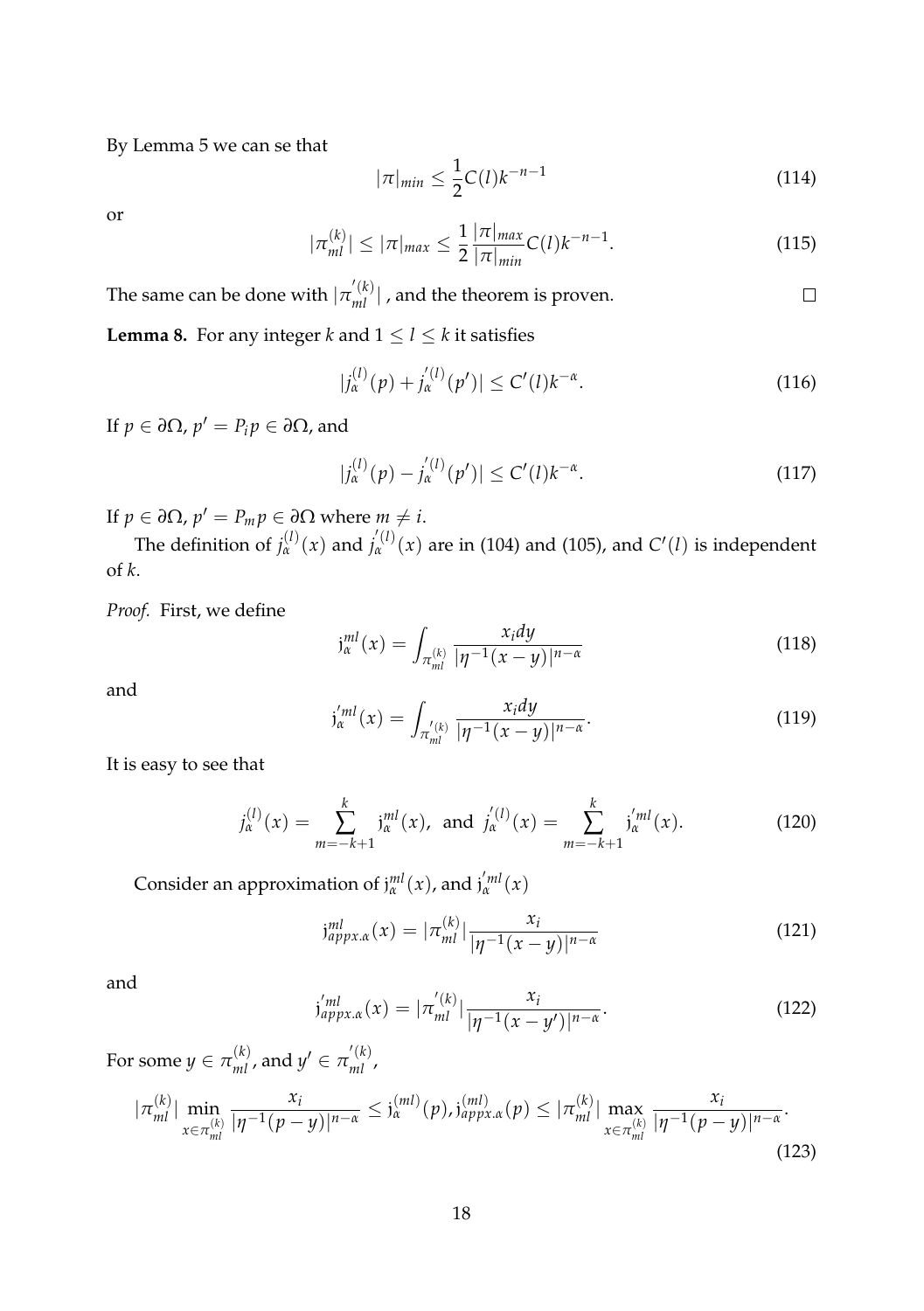By Lemma 5 we can se that

$$|\pi|_{min} \leq \frac{1}{2}C(l)k^{-n-1} \tag{114}$$

or

$$|\pi_{ml}^{(k)}| \leq |\pi|_{max} \leq \frac{1}{2}\frac{|\pi|_{max}}{|\pi|_{min}}C(l)k^{-n-1}. \tag{115}$$

The same can be done with $|\pi_{ml}^{'(k)}|$ , and the theorem is proven. ∎

**Lemma 8.** For any integer $k$ and $1 \leq l \leq k$ it satisfies

$$|j_\alpha^{(l)}(p) + j_\alpha^{'(l)}(p')| \leq C'(l)k^{-\alpha}. \tag{116}$$

If $p \in \partial\Omega$, $p' = P_i p \in \partial\Omega$, and

$$|j_\alpha^{(l)}(p) - j_\alpha^{'(l)}(p')| \leq C'(l)k^{-\alpha}. \tag{117}$$

If $p \in \partial\Omega$, $p' = P_m p \in \partial\Omega$ where $m \neq i$.

The definition of $j_\alpha^{(l)}(x)$ and $j_\alpha^{'(l)}(x)$ are in (104) and (105), and $C'(l)$ is independent of $k$.

*Proof.* First, we define

$$\mathrm{j}_\alpha^{ml}(x) = \int_{\pi_{ml}^{(k)}} \frac{x_i dy}{|\eta^{-1}(x-y)|^{n-\alpha}} \tag{118}$$

and

$$\mathrm{j}_\alpha^{'ml}(x) = \int_{\pi_{ml}^{'(k)}} \frac{x_i dy}{|\eta^{-1}(x-y)|^{n-\alpha}}. \tag{119}$$

It is easy to see that

$$j_\alpha^{(l)}(x) = \sum_{m=-k+1}^{k} \mathrm{j}_\alpha^{ml}(x), \text{ and } j_\alpha^{'(l)}(x) = \sum_{m=-k+1}^{k} \mathrm{j}_\alpha^{'ml}(x). \tag{120}$$

Consider an approximation of $\mathrm{j}_\alpha^{ml}(x)$, and $\mathrm{j}_\alpha^{'ml}(x)$

$$\mathrm{j}_{appx.\alpha}^{ml}(x) = |\pi_{ml}^{(k)}| \frac{x_i}{|\eta^{-1}(x-y)|^{n-\alpha}} \tag{121}$$

and

$$\mathrm{j}_{appx.\alpha}^{'ml}(x) = |\pi_{ml}^{'(k)}| \frac{x_i}{|\eta^{-1}(x-y')|^{n-\alpha}}. \tag{122}$$

For some $y \in \pi_{ml}^{(k)}$, and $y' \in \pi_{ml}^{'(k)}$,

$$|\pi_{ml}^{(k)}| \min_{x\in\pi_{ml}^{(k)}} \frac{x_i}{|\eta^{-1}(p-y)|^{n-\alpha}} \leq \mathrm{j}_\alpha^{(ml)}(p), \mathrm{j}_{appx.\alpha}^{(ml)}(p) \leq |\pi_{ml}^{(k)}| \max_{x\in\pi_{ml}^{(k)}} \frac{x_i}{|\eta^{-1}(p-y)|^{n-\alpha}}. \tag{123}$$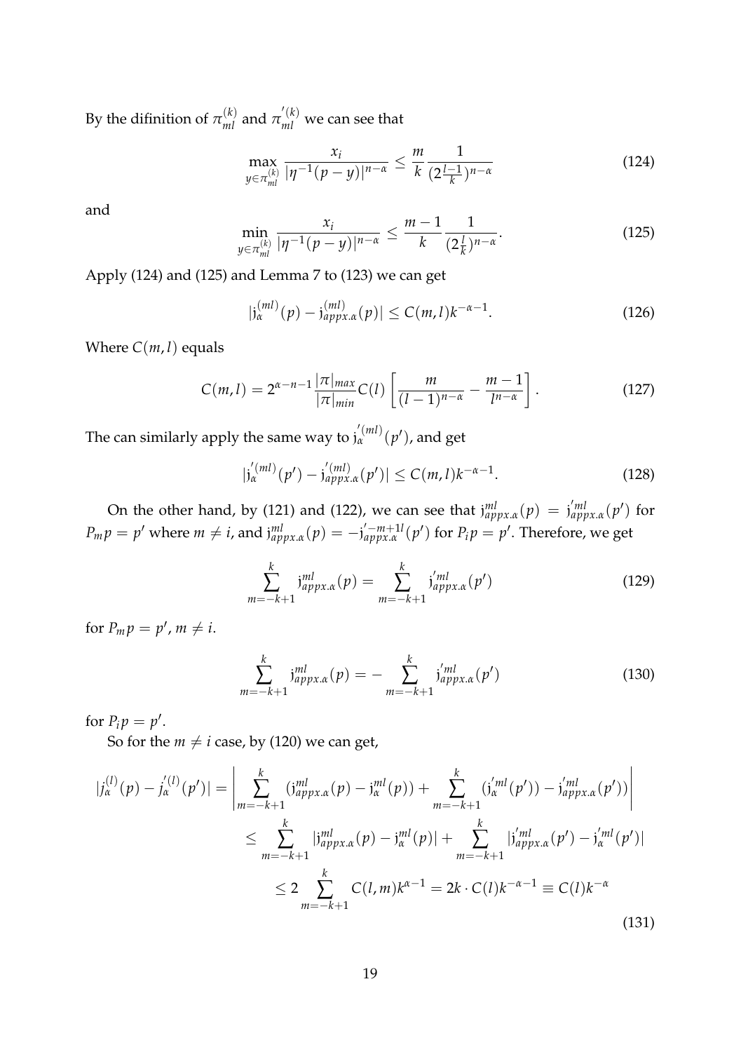By the difinition of $\pi_{ml}^{(k)}$ and $\pi_{ml}^{'(k)}$ we can see that

$$\max_{y\in\pi_{ml}^{(k)}} \frac{x_i}{|\eta^{-1}(p-y)|^{n-\alpha}} \le \frac{m}{k}\frac{1}{(2\frac{l-1}{k})^{n-\alpha}} \tag{124}$$

and

$$\min_{y\in\pi_{ml}^{(k)}} \frac{x_i}{|\eta^{-1}(p-y)|^{n-\alpha}} \le \frac{m-1}{k}\frac{1}{(2\frac{l}{k})^{n-\alpha}}. \tag{125}$$

Apply (124) and (125) and Lemma 7 to (123) we can get

$$|\mathrm{j}_\alpha^{(ml)}(p) - \mathrm{j}_{appx.\alpha}^{(ml)}(p)| \le C(m,l)k^{-\alpha-1}. \tag{126}$$

Where $C(m,l)$ equals

$$C(m,l) = 2^{\alpha-n-1}\frac{|\pi|_{max}}{|\pi|_{min}}C(l)\left[\frac{m}{(l-1)^{n-\alpha}} - \frac{m-1}{l^{n-\alpha}}\right]. \tag{127}$$

The can similarly apply the same way to $\mathrm{j}_\alpha^{'(ml)}(p')$, and get

$$|\mathrm{j}_\alpha^{'(ml)}(p') - \mathrm{j}_{appx.\alpha}^{'(ml)}(p')| \le C(m,l)k^{-\alpha-1}. \tag{128}$$

On the other hand, by (121) and (122), we can see that $\mathrm{j}_{appx.\alpha}^{ml}(p) = \mathrm{j}_{appx.\alpha}^{'ml}(p')$ for $P_m p = p'$ where $m \ne i$, and $\mathrm{j}_{appx.\alpha}^{ml}(p) = -\mathrm{j}_{appx.\alpha}^{'-m+1l}(p')$ for $P_i p = p'$. Therefore, we get

$$\sum_{m=-k+1}^{k} \mathrm{j}_{appx.\alpha}^{ml}(p) = \sum_{m=-k+1}^{k} \mathrm{j}_{appx.\alpha}^{'ml}(p') \tag{129}$$

for $P_m p = p'$, $m \ne i$.

$$\sum_{m=-k+1}^{k} \mathrm{j}_{appx.\alpha}^{ml}(p) = -\sum_{m=-k+1}^{k} \mathrm{j}_{appx.\alpha}^{'ml}(p') \tag{130}$$

for $P_i p = p'$.

So for the $m \ne i$ case, by (120) we can get,

$$\begin{aligned}
|j_\alpha^{(l)}(p) - j_\alpha^{'(l)}(p')| &= \left|\sum_{m=-k+1}^{k}(\mathrm{j}_{appx.\alpha}^{ml}(p) - \mathrm{j}_\alpha^{ml}(p)) + \sum_{m=-k+1}^{k}(\mathrm{j}_\alpha^{'ml}(p')) - \mathrm{j}_{appx.\alpha}^{'ml}(p'))\right| \\
&\le \sum_{m=-k+1}^{k}|\mathrm{j}_{appx.\alpha}^{ml}(p) - \mathrm{j}_\alpha^{ml}(p)| + \sum_{m=-k+1}^{k}|\mathrm{j}_{appx.\alpha}^{'ml}(p') - \mathrm{j}_\alpha^{'ml}(p')| \\
&\le 2\sum_{m=-k+1}^{k} C(l,m)k^{\alpha-1} = 2k\cdot C(l)k^{-\alpha-1} \equiv C(l)k^{-\alpha}
\end{aligned} \tag{131}$$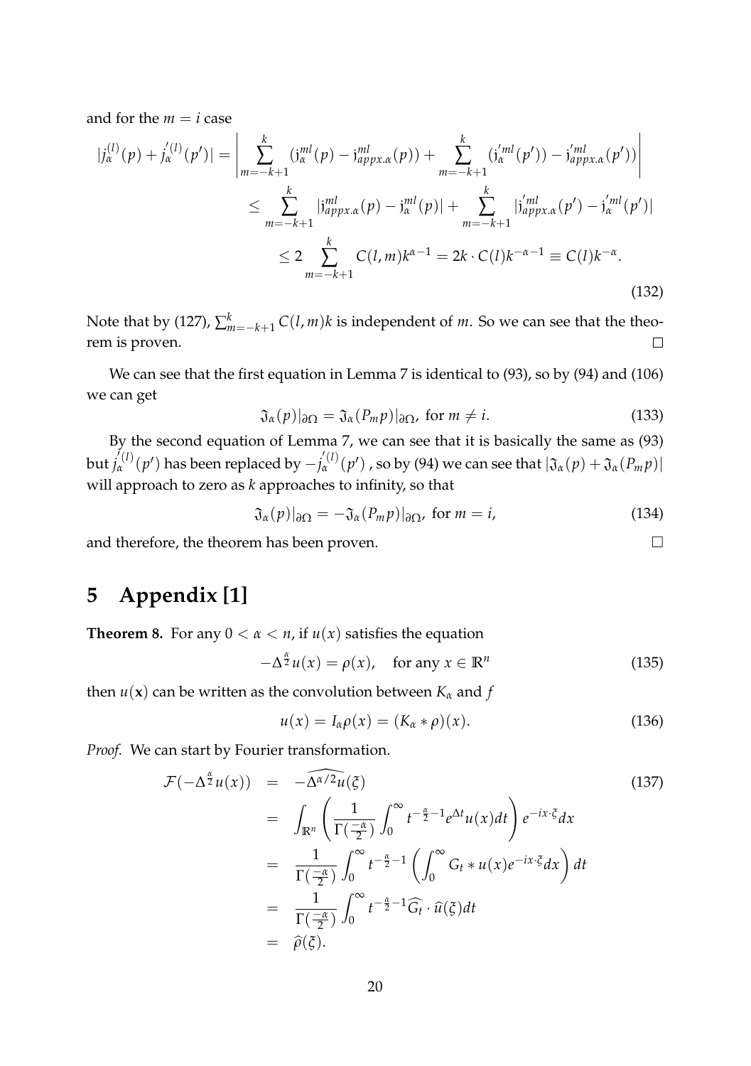and for the $m = i$ case

$$
\begin{aligned}
|j_\alpha^{(l)}(p) + j_\alpha^{'(l)}(p')| &= \left| \sum_{m=-k+1}^{k} (\mathrm{j}_\alpha^{ml}(p) - \mathrm{j}_{appx.\alpha}^{ml}(p)) + \sum_{m=-k+1}^{k} (\mathrm{j}_\alpha^{'ml}(p')) - \mathrm{j}_{appx.\alpha}^{'ml}(p')) \right| \\
&\leq \sum_{m=-k+1}^{k} |\mathrm{j}_{appx.\alpha}^{ml}(p) - \mathrm{j}_\alpha^{ml}(p)| + \sum_{m=-k+1}^{k} |\mathrm{j}_{appx.\alpha}^{'ml}(p') - \mathrm{j}_\alpha^{'ml}(p')| \\
&\leq 2 \sum_{m=-k+1}^{k} C(l,m) k^{\alpha-1} = 2k \cdot C(l) k^{-\alpha-1} \equiv C(l) k^{-\alpha}.
\end{aligned}
\tag{132}
$$

Note that by (127), $\sum_{m=-k+1}^{k} C(l,m)k$ is independent of $m$. So we can see that the theorem is proven. □

We can see that the first equation in Lemma 7 is identical to (93), so by (94) and (106) we can get

$$
\mathfrak{J}_\alpha(p)|_{\partial\Omega} = \mathfrak{J}_\alpha(P_m p)|_{\partial\Omega}, \text{ for } m \neq i. \tag{133}
$$

By the second equation of Lemma 7, we can see that it is basically the same as (93) but $j_\alpha^{'(l)}(p')$ has been replaced by $-j_\alpha^{'(l)}(p')$ , so by (94) we can see that $|\mathfrak{J}_\alpha(p) + \mathfrak{J}_\alpha(P_m p)|$ will approach to zero as $k$ approaches to infinity, so that

$$
\mathfrak{J}_\alpha(p)|_{\partial\Omega} = -\mathfrak{J}_\alpha(P_m p)|_{\partial\Omega}, \text{ for } m = i, \tag{134}
$$

and therefore, the theorem has been proven. □

# 5 Appendix [1]

**Theorem 8.** For any $0 < \alpha < n$, if $u(x)$ satisfies the equation

$$
-\Delta^{\frac{\alpha}{2}} u(x) = \rho(x), \quad \text{for any } x \in \mathbb{R}^n \tag{135}
$$

then $u(\mathbf{x})$ can be written as the convolution between $K_\alpha$ and $f$

$$
u(x) = I_\alpha \rho(x) = (K_\alpha * \rho)(x). \tag{136}
$$

*Proof.* We can start by Fourier transformation.

$$
\begin{aligned}
\mathcal{F}(-\Delta^{\frac{\alpha}{2}} u(x)) &= -\widehat{\Delta^{\alpha/2} u}(\xi) \\
&= \int_{\mathbb{R}^n} \left( \frac{1}{\Gamma(\frac{-\alpha}{2})} \int_0^\infty t^{-\frac{\alpha}{2}-1} e^{\Delta t} u(x) dt \right) e^{-ix\cdot\xi} dx \\
&= \frac{1}{\Gamma(\frac{-\alpha}{2})} \int_0^\infty t^{-\frac{\alpha}{2}-1} \left( \int_0^\infty G_t * u(x) e^{-ix\cdot\xi} dx \right) dt \\
&= \frac{1}{\Gamma(\frac{-\alpha}{2})} \int_0^\infty t^{-\frac{\alpha}{2}-1} \widehat{G_t} \cdot \widehat{u}(\xi) dt \\
&= \widehat{\rho}(\xi).
\end{aligned}
\tag{137}
$$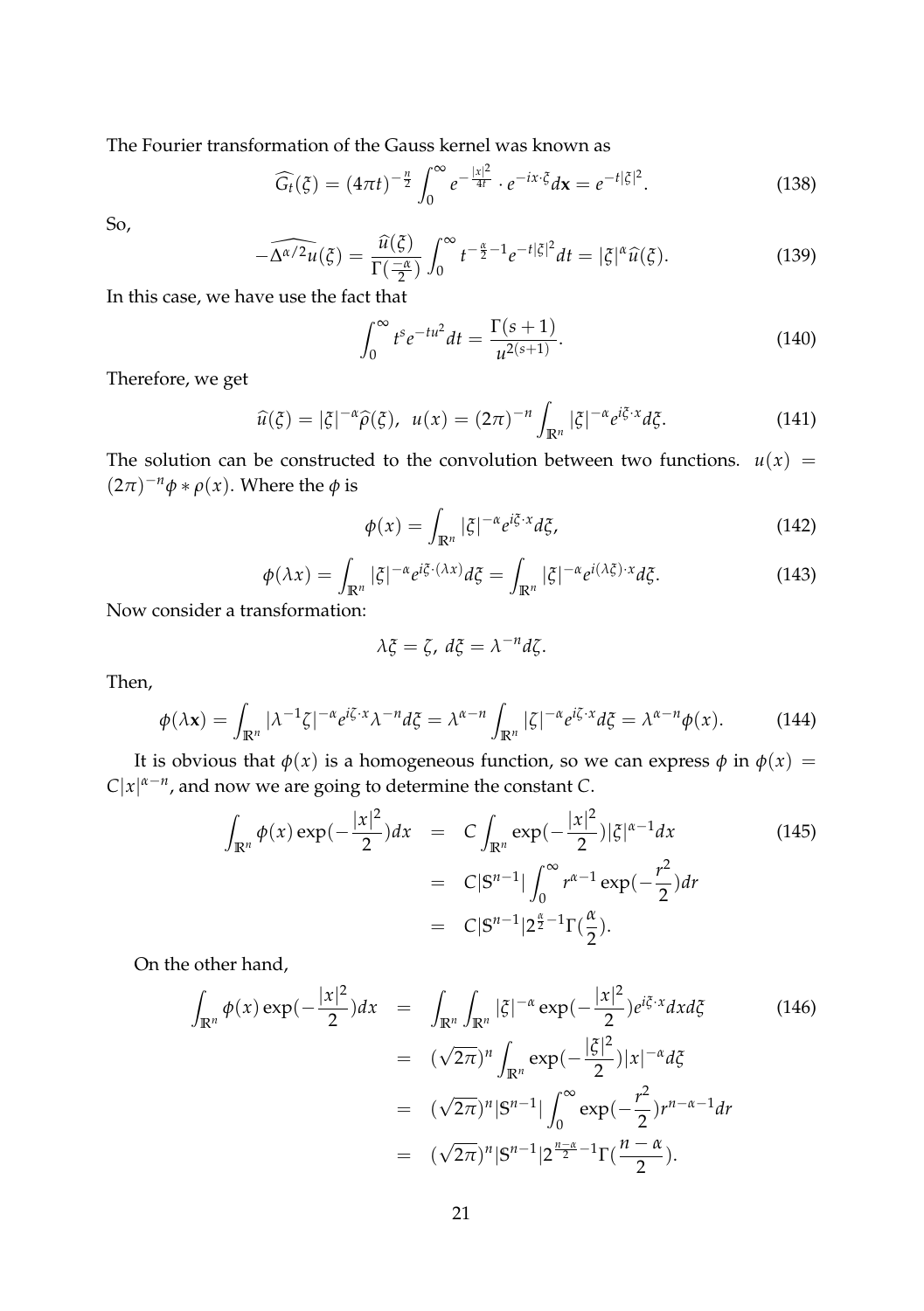The Fourier transformation of the Gauss kernel was known as

$$\widehat{G_t}(\xi) = (4\pi t)^{-\frac{n}{2}} \int_0^\infty e^{-\frac{|x|^2}{4t}} \cdot e^{-ix\cdot\xi} d\mathbf{x} = e^{-t|\xi|^2}. \tag{138}$$

So,

$$-\widehat{\Delta^{\alpha/2}u}(\xi) = \frac{\widehat{u}(\xi)}{\Gamma(\frac{-\alpha}{2})} \int_0^\infty t^{-\frac{\alpha}{2}-1} e^{-t|\xi|^2} dt = |\xi|^\alpha \widehat{u}(\xi). \tag{139}$$

In this case, we have use the fact that

$$\int_0^\infty t^s e^{-tu^2} dt = \frac{\Gamma(s+1)}{u^{2(s+1)}}. \tag{140}$$

Therefore, we get

$$\widehat{u}(\xi) = |\xi|^{-\alpha} \widehat{\rho}(\xi), \;\; u(x) = (2\pi)^{-n} \int_{\mathbb{R}^n} |\xi|^{-\alpha} e^{i\xi\cdot x} d\xi. \tag{141}$$

The solution can be constructed to the convolution between two functions. $u(x) = (2\pi)^{-n}\phi * \rho(x)$. Where the $\phi$ is

$$\phi(x) = \int_{\mathbb{R}^n} |\xi|^{-\alpha} e^{i\xi\cdot x} d\xi, \tag{142}$$

$$\phi(\lambda x) = \int_{\mathbb{R}^n} |\xi|^{-\alpha} e^{i\xi\cdot(\lambda x)} d\xi = \int_{\mathbb{R}^n} |\xi|^{-\alpha} e^{i(\lambda\xi)\cdot x} d\xi. \tag{143}$$

Now consider a transformation:

$$\lambda\xi = \zeta, \; d\xi = \lambda^{-n} d\zeta.$$

Then,

$$\phi(\lambda \mathbf{x}) = \int_{\mathbb{R}^n} |\lambda^{-1}\zeta|^{-\alpha} e^{i\zeta\cdot x} \lambda^{-n} d\xi = \lambda^{\alpha-n} \int_{\mathbb{R}^n} |\zeta|^{-\alpha} e^{i\zeta\cdot x} d\xi = \lambda^{\alpha-n}\phi(x). \tag{144}$$

It is obvious that $\phi(x)$ is a homogeneous function, so we can express $\phi$ in $\phi(x) = C|x|^{\alpha-n}$, and now we are going to determine the constant $C$.

$$\begin{aligned} \int_{\mathbb{R}^n} \phi(x) \exp(-\frac{|x|^2}{2}) dx &= C \int_{\mathbb{R}^n} \exp(-\frac{|x|^2}{2}) |\xi|^{\alpha-1} dx \\ &= C|\mathbb{S}^{n-1}| \int_0^\infty r^{\alpha-1} \exp(-\frac{r^2}{2}) dr \\ &= C|\mathbb{S}^{n-1}| 2^{\frac{\alpha}{2}-1} \Gamma(\frac{\alpha}{2}). \end{aligned} \tag{145}$$

On the other hand,

$$\begin{aligned} \int_{\mathbb{R}^n} \phi(x) \exp(-\frac{|x|^2}{2}) dx &= \int_{\mathbb{R}^n} \int_{\mathbb{R}^n} |\xi|^{-\alpha} \exp(-\frac{|x|^2}{2}) e^{i\xi\cdot x} dx d\xi \\ &= (\sqrt{2\pi})^n \int_{\mathbb{R}^n} \exp(-\frac{|\xi|^2}{2}) |x|^{-\alpha} d\xi \\ &= (\sqrt{2\pi})^n |\mathbb{S}^{n-1}| \int_0^\infty \exp(-\frac{r^2}{2}) r^{n-\alpha-1} dr \\ &= (\sqrt{2\pi})^n |\mathbb{S}^{n-1}| 2^{\frac{n-\alpha}{2}-1} \Gamma(\frac{n-\alpha}{2}). \end{aligned} \tag{146}$$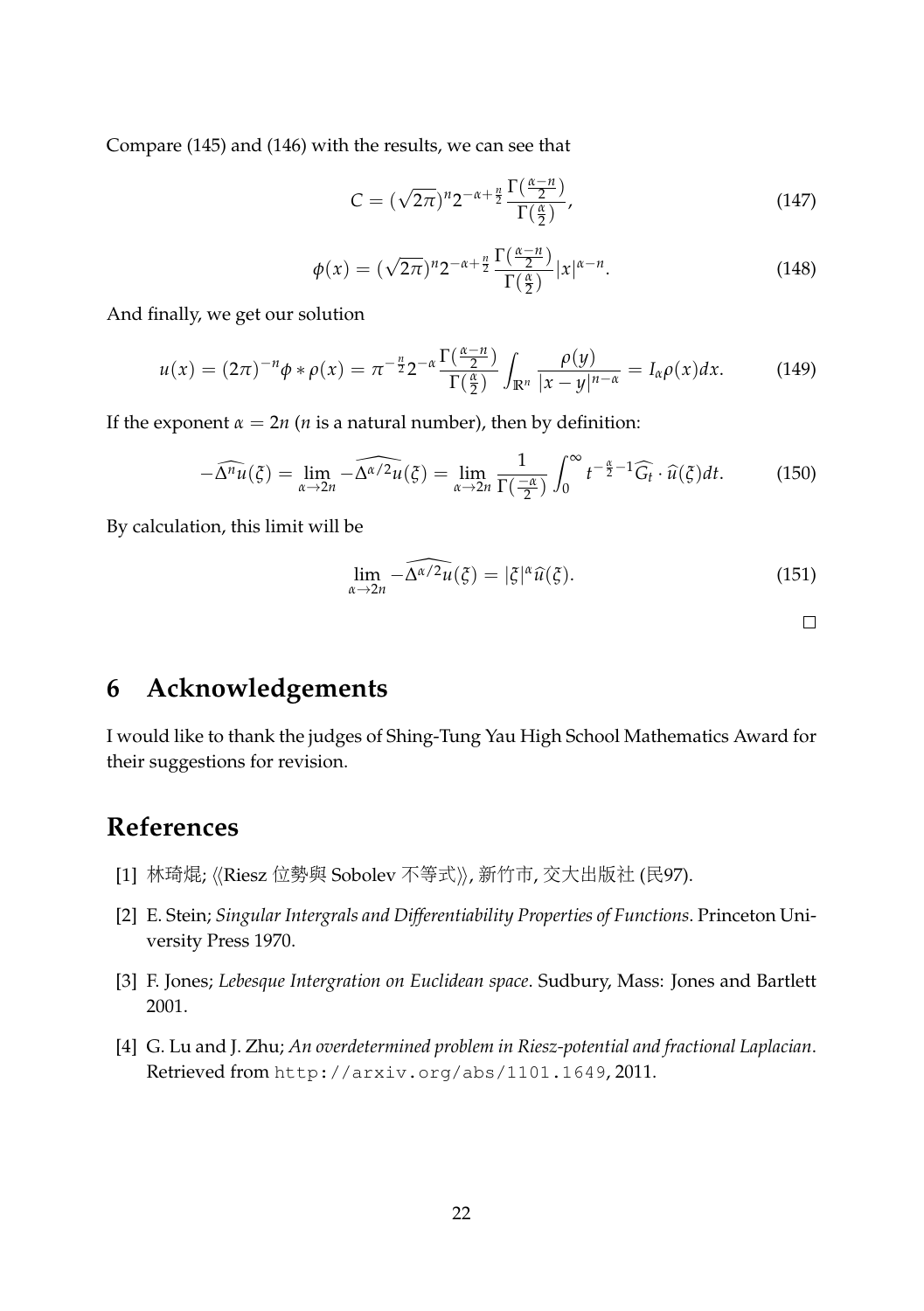Compare (145) and (146) with the results, we can see that

$$C = (\sqrt{2\pi})^n 2^{-\alpha+\frac{n}{2}} \frac{\Gamma(\frac{\alpha-n}{2})}{\Gamma(\frac{\alpha}{2})}, \tag{147}$$

$$\phi(x) = (\sqrt{2\pi})^n 2^{-\alpha+\frac{n}{2}} \frac{\Gamma(\frac{\alpha-n}{2})}{\Gamma(\frac{\alpha}{2})} |x|^{\alpha-n}. \tag{148}$$

And finally, we get our solution

$$u(x) = (2\pi)^{-n}\phi * \rho(x) = \pi^{-\frac{n}{2}} 2^{-\alpha} \frac{\Gamma(\frac{\alpha-n}{2})}{\Gamma(\frac{\alpha}{2})} \int_{\mathbb{R}^n} \frac{\rho(y)}{|x-y|^{n-\alpha}} = I_\alpha \rho(x) dx. \tag{149}$$

If the exponent $\alpha = 2n$ ($n$ is a natural number), then by definition:

$$-\widehat{\Delta^n u}(\xi) = \lim_{\alpha \to 2n} -\widehat{\Delta^{\alpha/2} u}(\xi) = \lim_{\alpha \to 2n} \frac{1}{\Gamma(\frac{-\alpha}{2})} \int_0^\infty t^{-\frac{\alpha}{2}-1} \widehat{G_t} \cdot \widehat{u}(\xi) dt. \tag{150}$$

By calculation, this limit will be

$$\lim_{\alpha \to 2n} -\widehat{\Delta^{\alpha/2} u}(\xi) = |\xi|^\alpha \widehat{u}(\xi). \tag{151}$$

□

# 6 Acknowledgements

I would like to thank the judges of Shing-Tung Yau High School Mathematics Award for their suggestions for revision.

# References

[1] 林琦焜; 《Riesz 位勢與 Sobolev 不等式》, 新竹市, 交大出版社 (民97).

[2] E. Stein; *Singular Intergrals and Differentiability Properties of Functions*. Princeton University Press 1970.

[3] F. Jones; *Lebesque Intergration on Euclidean space*. Sudbury, Mass: Jones and Bartlett 2001.

[4] G. Lu and J. Zhu; *An overdetermined problem in Riesz-potential and fractional Laplacian*. Retrieved from `http://arxiv.org/abs/1101.1649`, 2011.